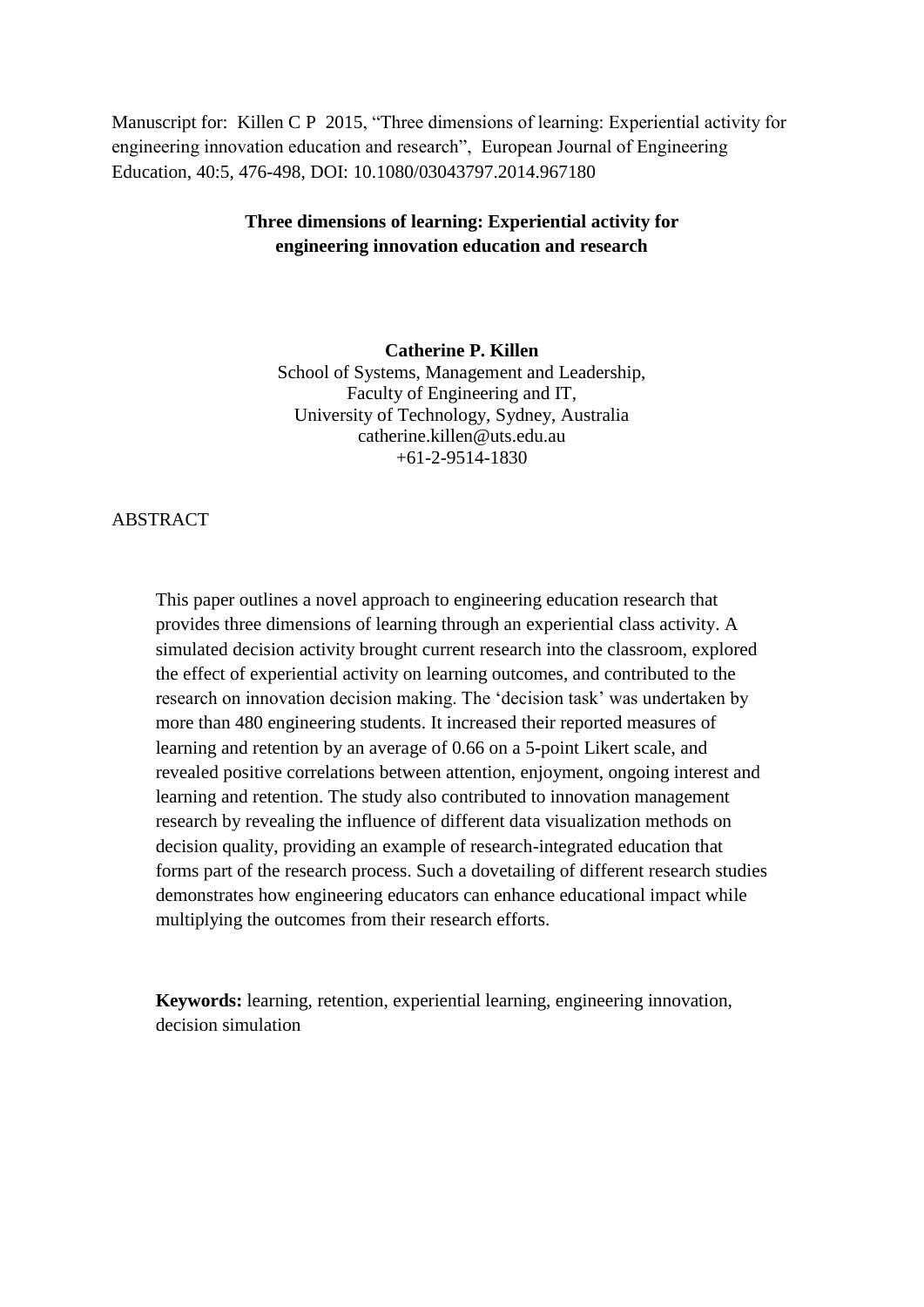Manuscript for: Killen C P 2015, "Three dimensions of learning: Experiential activity for engineering innovation education and research", European Journal of Engineering Education, 40:5, 476-498, DOI: 10.1080/03043797.2014.967180

# Three dimensions of learning: Experiential activity for engineering innovation education and research

**Catherine P. Killen**
School of Systems, Management and Leadership,
Faculty of Engineering and IT,
University of Technology, Sydney, Australia
catherine.killen@uts.edu.au
+61-2-9514-1830

## ABSTRACT

This paper outlines a novel approach to engineering education research that provides three dimensions of learning through an experiential class activity. A simulated decision activity brought current research into the classroom, explored the effect of experiential activity on learning outcomes, and contributed to the research on innovation decision making. The 'decision task' was undertaken by more than 480 engineering students. It increased their reported measures of learning and retention by an average of 0.66 on a 5-point Likert scale, and revealed positive correlations between attention, enjoyment, ongoing interest and learning and retention. The study also contributed to innovation management research by revealing the influence of different data visualization methods on decision quality, providing an example of research-integrated education that forms part of the research process. Such a dovetailing of different research studies demonstrates how engineering educators can enhance educational impact while multiplying the outcomes from their research efforts.

**Keywords:** learning, retention, experiential learning, engineering innovation, decision simulation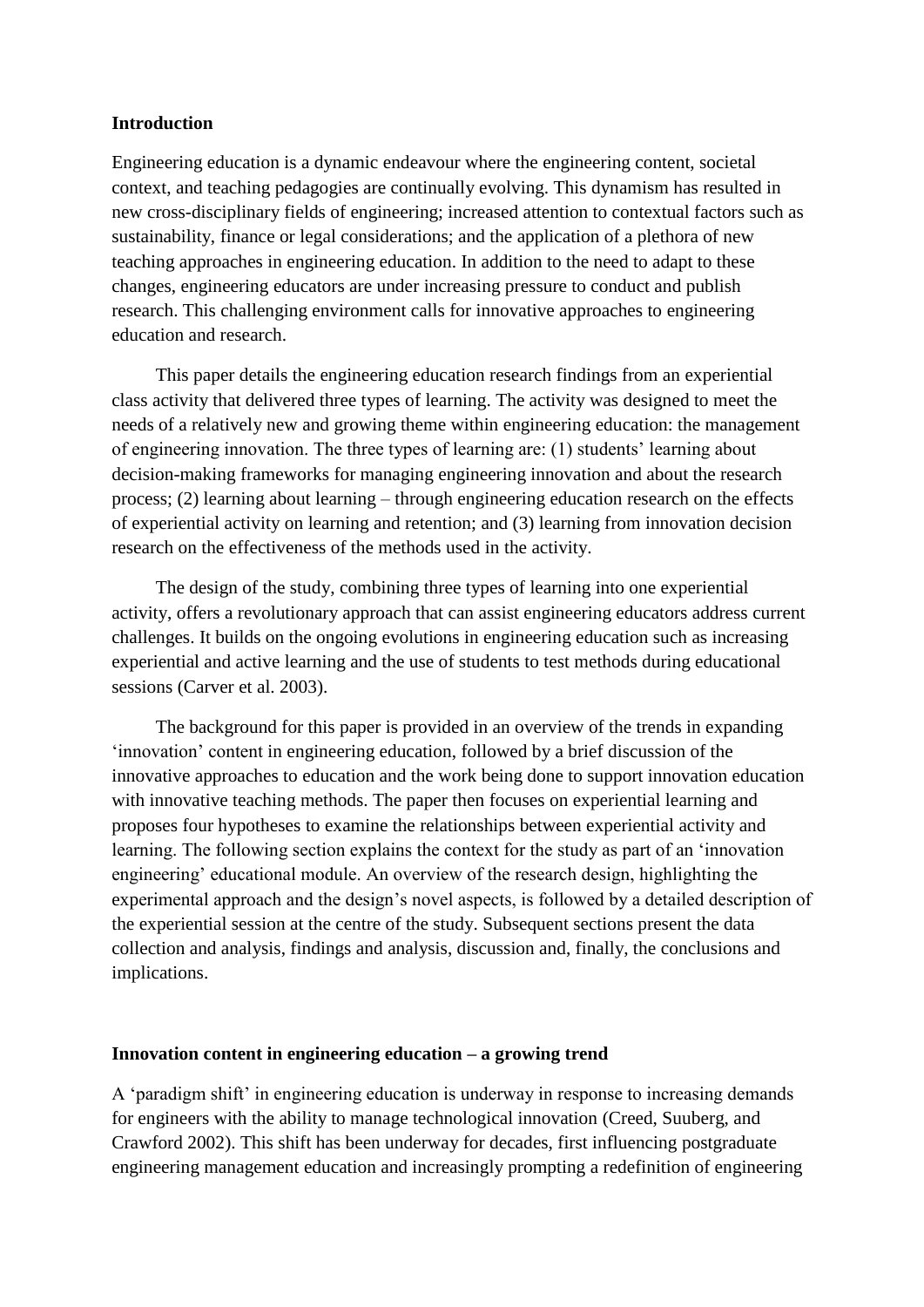## Introduction

Engineering education is a dynamic endeavour where the engineering content, societal context, and teaching pedagogies are continually evolving. This dynamism has resulted in new cross-disciplinary fields of engineering; increased attention to contextual factors such as sustainability, finance or legal considerations; and the application of a plethora of new teaching approaches in engineering education. In addition to the need to adapt to these changes, engineering educators are under increasing pressure to conduct and publish research. This challenging environment calls for innovative approaches to engineering education and research.

This paper details the engineering education research findings from an experiential class activity that delivered three types of learning. The activity was designed to meet the needs of a relatively new and growing theme within engineering education: the management of engineering innovation. The three types of learning are: (1) students' learning about decision-making frameworks for managing engineering innovation and about the research process; (2) learning about learning – through engineering education research on the effects of experiential activity on learning and retention; and (3) learning from innovation decision research on the effectiveness of the methods used in the activity.

The design of the study, combining three types of learning into one experiential activity, offers a revolutionary approach that can assist engineering educators address current challenges. It builds on the ongoing evolutions in engineering education such as increasing experiential and active learning and the use of students to test methods during educational sessions (Carver et al. 2003).

The background for this paper is provided in an overview of the trends in expanding 'innovation' content in engineering education, followed by a brief discussion of the innovative approaches to education and the work being done to support innovation education with innovative teaching methods. The paper then focuses on experiential learning and proposes four hypotheses to examine the relationships between experiential activity and learning. The following section explains the context for the study as part of an 'innovation engineering' educational module. An overview of the research design, highlighting the experimental approach and the design's novel aspects, is followed by a detailed description of the experiential session at the centre of the study. Subsequent sections present the data collection and analysis, findings and analysis, discussion and, finally, the conclusions and implications.

## Innovation content in engineering education – a growing trend

A 'paradigm shift' in engineering education is underway in response to increasing demands for engineers with the ability to manage technological innovation (Creed, Suuberg, and Crawford 2002). This shift has been underway for decades, first influencing postgraduate engineering management education and increasingly prompting a redefinition of engineering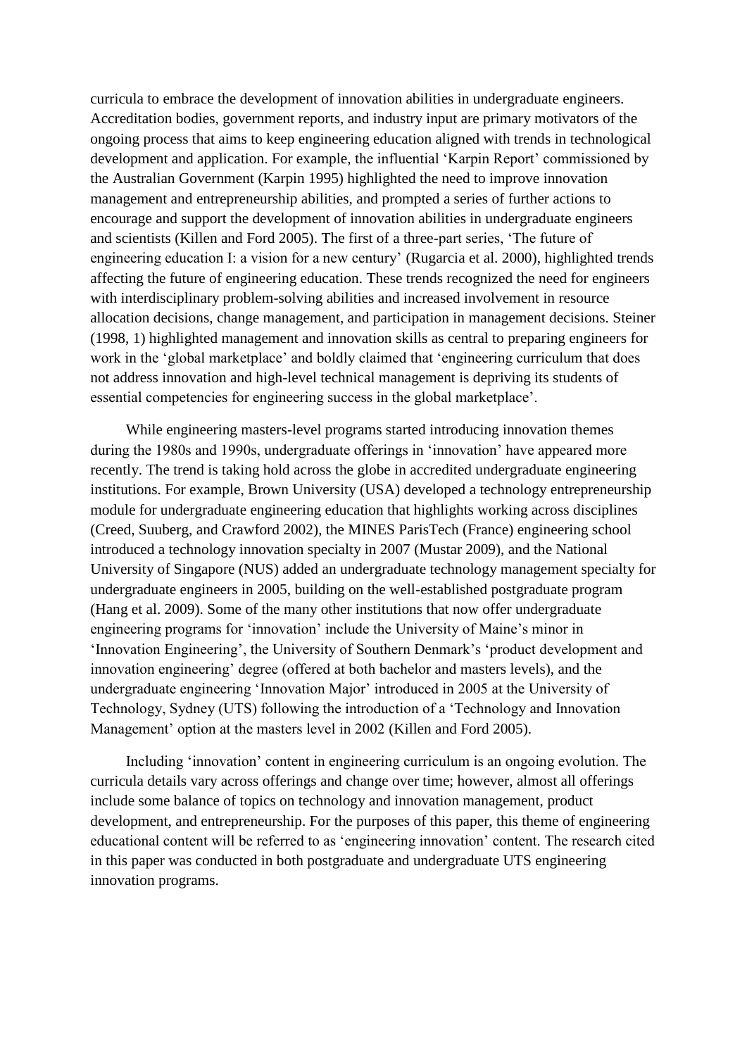curricula to embrace the development of innovation abilities in undergraduate engineers. Accreditation bodies, government reports, and industry input are primary motivators of the ongoing process that aims to keep engineering education aligned with trends in technological development and application. For example, the influential 'Karpin Report' commissioned by the Australian Government (Karpin 1995) highlighted the need to improve innovation management and entrepreneurship abilities, and prompted a series of further actions to encourage and support the development of innovation abilities in undergraduate engineers and scientists (Killen and Ford 2005). The first of a three-part series, 'The future of engineering education I: a vision for a new century' (Rugarcia et al. 2000), highlighted trends affecting the future of engineering education. These trends recognized the need for engineers with interdisciplinary problem-solving abilities and increased involvement in resource allocation decisions, change management, and participation in management decisions. Steiner (1998, 1) highlighted management and innovation skills as central to preparing engineers for work in the 'global marketplace' and boldly claimed that 'engineering curriculum that does not address innovation and high-level technical management is depriving its students of essential competencies for engineering success in the global marketplace'.

While engineering masters-level programs started introducing innovation themes during the 1980s and 1990s, undergraduate offerings in 'innovation' have appeared more recently. The trend is taking hold across the globe in accredited undergraduate engineering institutions. For example, Brown University (USA) developed a technology entrepreneurship module for undergraduate engineering education that highlights working across disciplines (Creed, Suuberg, and Crawford 2002), the MINES ParisTech (France) engineering school introduced a technology innovation specialty in 2007 (Mustar 2009), and the National University of Singapore (NUS) added an undergraduate technology management specialty for undergraduate engineers in 2005, building on the well-established postgraduate program (Hang et al. 2009). Some of the many other institutions that now offer undergraduate engineering programs for 'innovation' include the University of Maine's minor in 'Innovation Engineering', the University of Southern Denmark's 'product development and innovation engineering' degree (offered at both bachelor and masters levels), and the undergraduate engineering 'Innovation Major' introduced in 2005 at the University of Technology, Sydney (UTS) following the introduction of a 'Technology and Innovation Management' option at the masters level in 2002 (Killen and Ford 2005).

Including 'innovation' content in engineering curriculum is an ongoing evolution. The curricula details vary across offerings and change over time; however, almost all offerings include some balance of topics on technology and innovation management, product development, and entrepreneurship. For the purposes of this paper, this theme of engineering educational content will be referred to as 'engineering innovation' content. The research cited in this paper was conducted in both postgraduate and undergraduate UTS engineering innovation programs.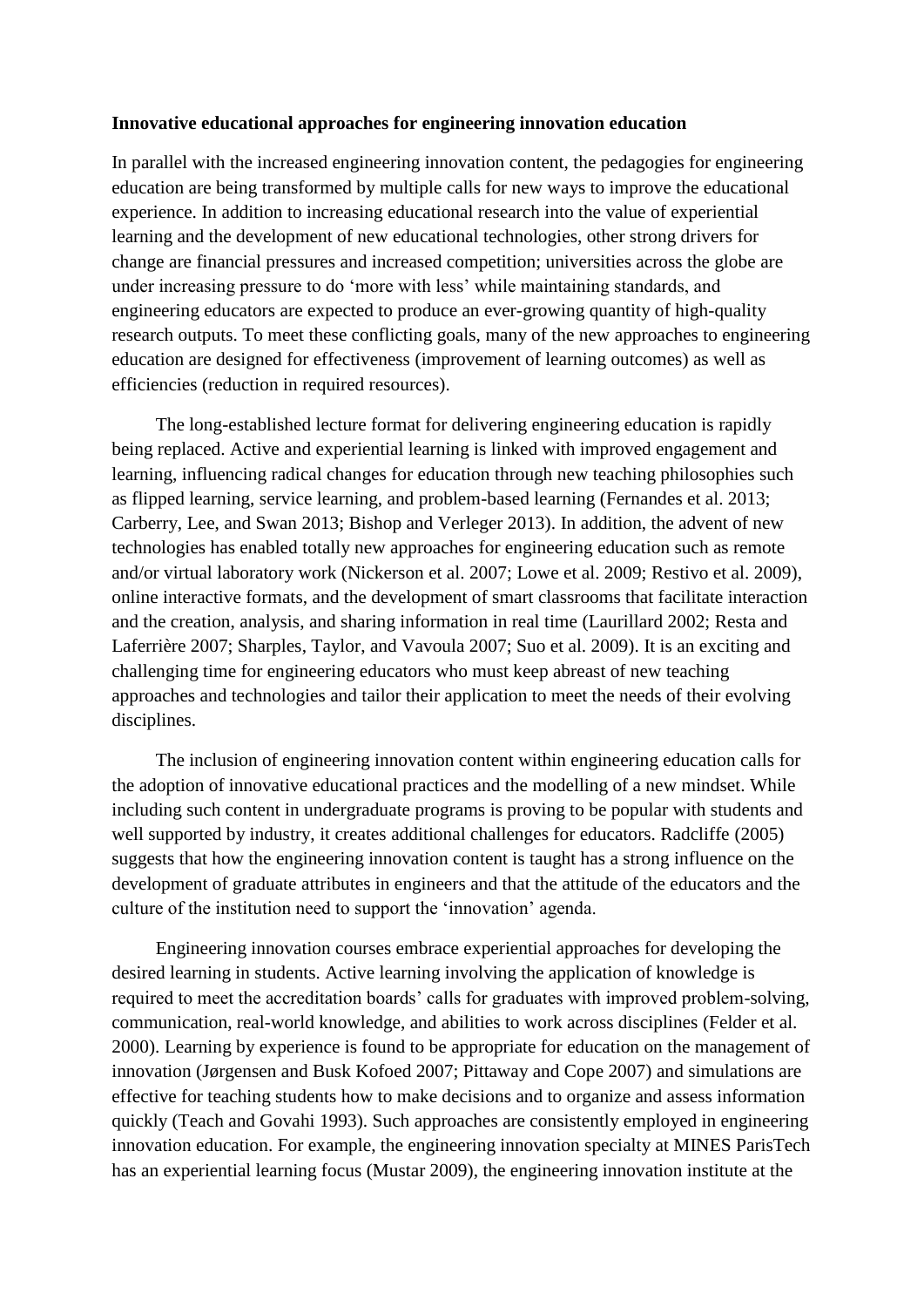**Innovative educational approaches for engineering innovation education**

In parallel with the increased engineering innovation content, the pedagogies for engineering education are being transformed by multiple calls for new ways to improve the educational experience. In addition to increasing educational research into the value of experiential learning and the development of new educational technologies, other strong drivers for change are financial pressures and increased competition; universities across the globe are under increasing pressure to do 'more with less' while maintaining standards, and engineering educators are expected to produce an ever-growing quantity of high-quality research outputs. To meet these conflicting goals, many of the new approaches to engineering education are designed for effectiveness (improvement of learning outcomes) as well as efficiencies (reduction in required resources).

The long-established lecture format for delivering engineering education is rapidly being replaced. Active and experiential learning is linked with improved engagement and learning, influencing radical changes for education through new teaching philosophies such as flipped learning, service learning, and problem-based learning (Fernandes et al. 2013; Carberry, Lee, and Swan 2013; Bishop and Verleger 2013). In addition, the advent of new technologies has enabled totally new approaches for engineering education such as remote and/or virtual laboratory work (Nickerson et al. 2007; Lowe et al. 2009; Restivo et al. 2009), online interactive formats, and the development of smart classrooms that facilitate interaction and the creation, analysis, and sharing information in real time (Laurillard 2002; Resta and Laferrière 2007; Sharples, Taylor, and Vavoula 2007; Suo et al. 2009). It is an exciting and challenging time for engineering educators who must keep abreast of new teaching approaches and technologies and tailor their application to meet the needs of their evolving disciplines.

The inclusion of engineering innovation content within engineering education calls for the adoption of innovative educational practices and the modelling of a new mindset. While including such content in undergraduate programs is proving to be popular with students and well supported by industry, it creates additional challenges for educators. Radcliffe (2005) suggests that how the engineering innovation content is taught has a strong influence on the development of graduate attributes in engineers and that the attitude of the educators and the culture of the institution need to support the 'innovation' agenda.

Engineering innovation courses embrace experiential approaches for developing the desired learning in students. Active learning involving the application of knowledge is required to meet the accreditation boards' calls for graduates with improved problem-solving, communication, real-world knowledge, and abilities to work across disciplines (Felder et al. 2000). Learning by experience is found to be appropriate for education on the management of innovation (Jørgensen and Busk Kofoed 2007; Pittaway and Cope 2007) and simulations are effective for teaching students how to make decisions and to organize and assess information quickly (Teach and Govahi 1993). Such approaches are consistently employed in engineering innovation education. For example, the engineering innovation specialty at MINES ParisTech has an experiential learning focus (Mustar 2009), the engineering innovation institute at the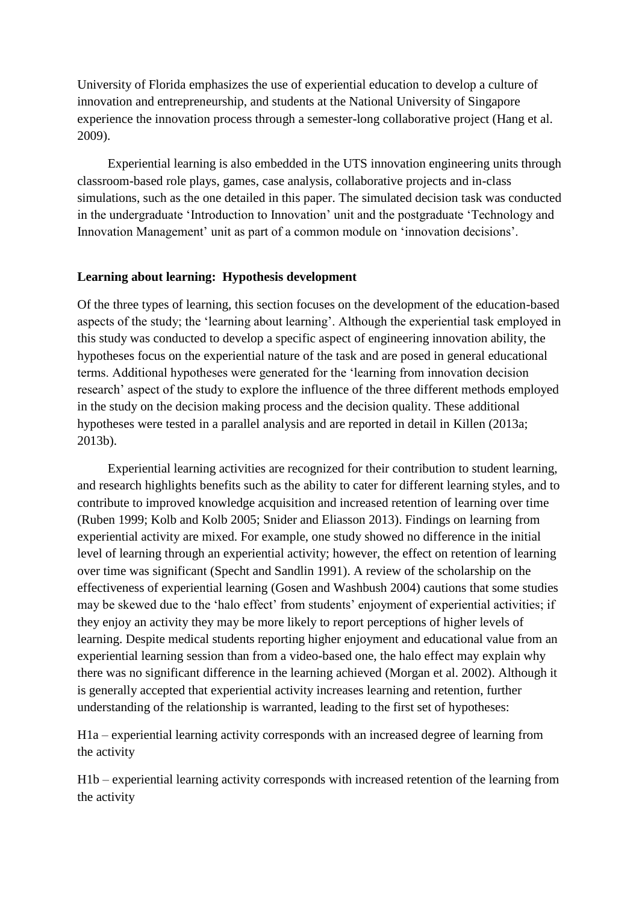University of Florida emphasizes the use of experiential education to develop a culture of innovation and entrepreneurship, and students at the National University of Singapore experience the innovation process through a semester-long collaborative project (Hang et al. 2009).

Experiential learning is also embedded in the UTS innovation engineering units through classroom-based role plays, games, case analysis, collaborative projects and in-class simulations, such as the one detailed in this paper. The simulated decision task was conducted in the undergraduate 'Introduction to Innovation' unit and the postgraduate 'Technology and Innovation Management' unit as part of a common module on 'innovation decisions'.

**Learning about learning: Hypothesis development**

Of the three types of learning, this section focuses on the development of the education-based aspects of the study; the 'learning about learning'. Although the experiential task employed in this study was conducted to develop a specific aspect of engineering innovation ability, the hypotheses focus on the experiential nature of the task and are posed in general educational terms. Additional hypotheses were generated for the 'learning from innovation decision research' aspect of the study to explore the influence of the three different methods employed in the study on the decision making process and the decision quality. These additional hypotheses were tested in a parallel analysis and are reported in detail in Killen (2013a; 2013b).

Experiential learning activities are recognized for their contribution to student learning, and research highlights benefits such as the ability to cater for different learning styles, and to contribute to improved knowledge acquisition and increased retention of learning over time (Ruben 1999; Kolb and Kolb 2005; Snider and Eliasson 2013). Findings on learning from experiential activity are mixed. For example, one study showed no difference in the initial level of learning through an experiential activity; however, the effect on retention of learning over time was significant (Specht and Sandlin 1991). A review of the scholarship on the effectiveness of experiential learning (Gosen and Washbush 2004) cautions that some studies may be skewed due to the 'halo effect' from students' enjoyment of experiential activities; if they enjoy an activity they may be more likely to report perceptions of higher levels of learning. Despite medical students reporting higher enjoyment and educational value from an experiential learning session than from a video-based one, the halo effect may explain why there was no significant difference in the learning achieved (Morgan et al. 2002). Although it is generally accepted that experiential activity increases learning and retention, further understanding of the relationship is warranted, leading to the first set of hypotheses:

H1a – experiential learning activity corresponds with an increased degree of learning from the activity

H1b – experiential learning activity corresponds with increased retention of the learning from the activity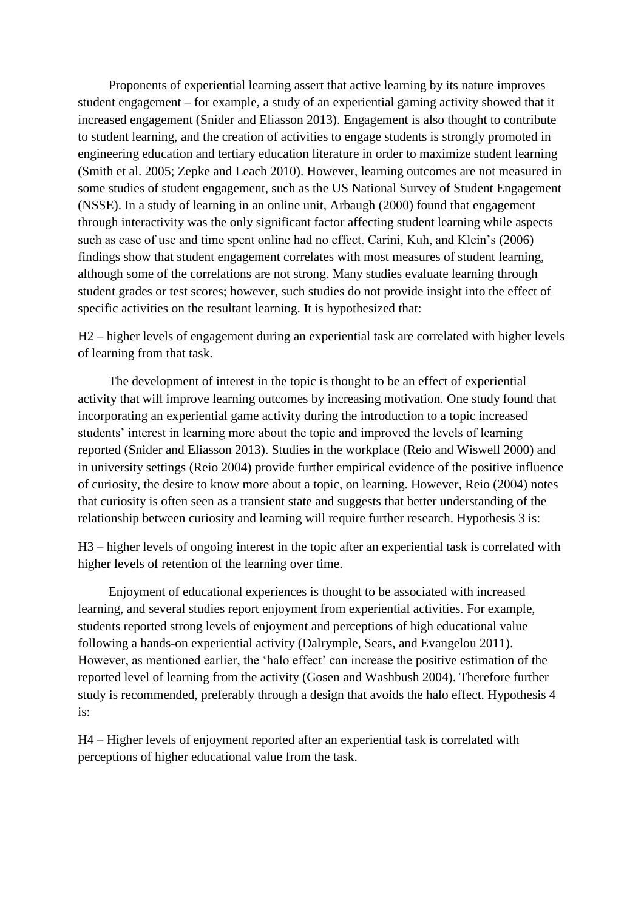Proponents of experiential learning assert that active learning by its nature improves student engagement – for example, a study of an experiential gaming activity showed that it increased engagement (Snider and Eliasson 2013). Engagement is also thought to contribute to student learning, and the creation of activities to engage students is strongly promoted in engineering education and tertiary education literature in order to maximize student learning (Smith et al. 2005; Zepke and Leach 2010). However, learning outcomes are not measured in some studies of student engagement, such as the US National Survey of Student Engagement (NSSE). In a study of learning in an online unit, Arbaugh (2000) found that engagement through interactivity was the only significant factor affecting student learning while aspects such as ease of use and time spent online had no effect. Carini, Kuh, and Klein's (2006) findings show that student engagement correlates with most measures of student learning, although some of the correlations are not strong. Many studies evaluate learning through student grades or test scores; however, such studies do not provide insight into the effect of specific activities on the resultant learning. It is hypothesized that:

H2 – higher levels of engagement during an experiential task are correlated with higher levels of learning from that task.

The development of interest in the topic is thought to be an effect of experiential activity that will improve learning outcomes by increasing motivation. One study found that incorporating an experiential game activity during the introduction to a topic increased students' interest in learning more about the topic and improved the levels of learning reported (Snider and Eliasson 2013). Studies in the workplace (Reio and Wiswell 2000) and in university settings (Reio 2004) provide further empirical evidence of the positive influence of curiosity, the desire to know more about a topic, on learning. However, Reio (2004) notes that curiosity is often seen as a transient state and suggests that better understanding of the relationship between curiosity and learning will require further research. Hypothesis 3 is:

H3 – higher levels of ongoing interest in the topic after an experiential task is correlated with higher levels of retention of the learning over time.

Enjoyment of educational experiences is thought to be associated with increased learning, and several studies report enjoyment from experiential activities. For example, students reported strong levels of enjoyment and perceptions of high educational value following a hands-on experiential activity (Dalrymple, Sears, and Evangelou 2011). However, as mentioned earlier, the 'halo effect' can increase the positive estimation of the reported level of learning from the activity (Gosen and Washbush 2004). Therefore further study is recommended, preferably through a design that avoids the halo effect. Hypothesis 4 is:

H4 – Higher levels of enjoyment reported after an experiential task is correlated with perceptions of higher educational value from the task.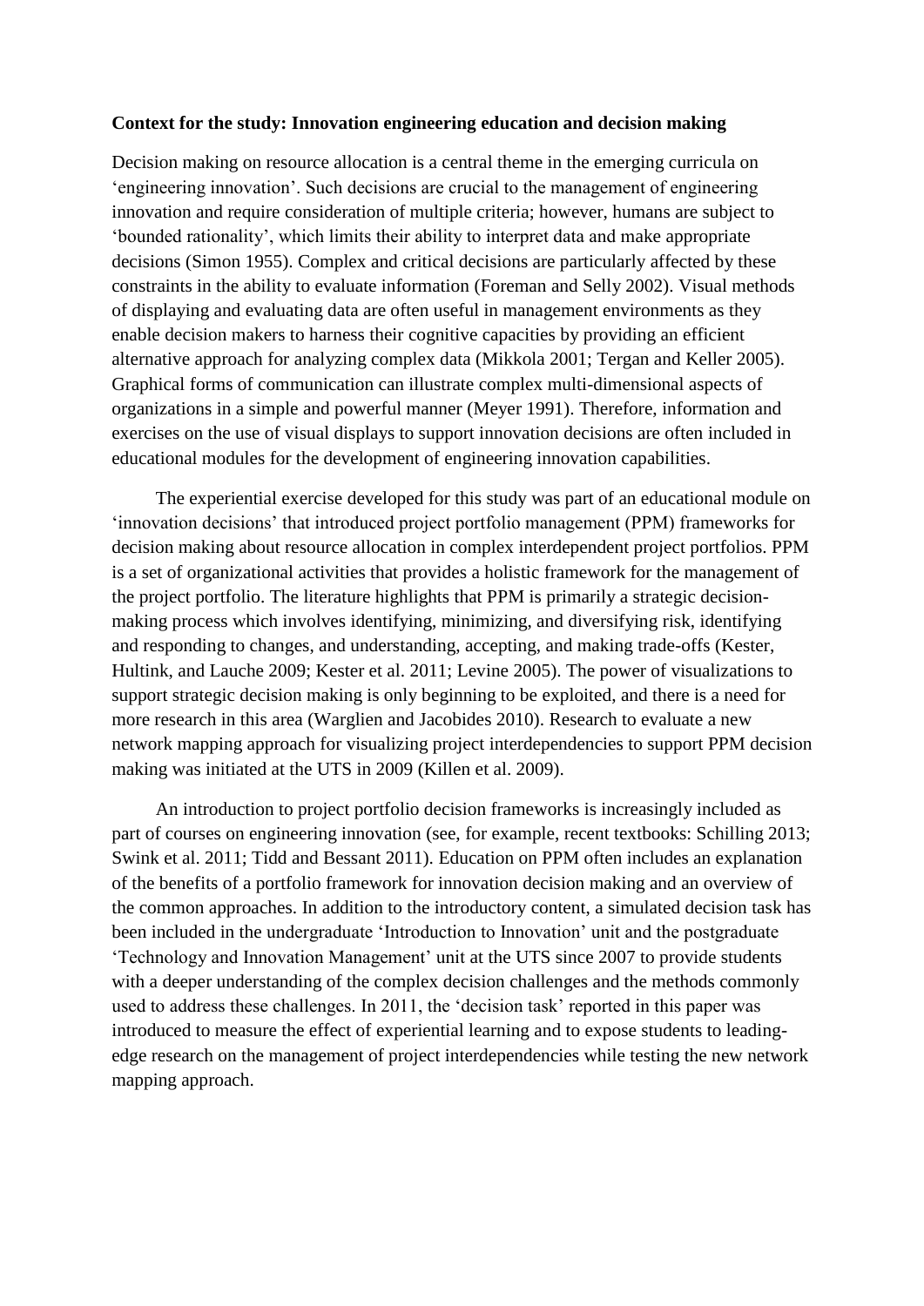**Context for the study: Innovation engineering education and decision making**

Decision making on resource allocation is a central theme in the emerging curricula on 'engineering innovation'. Such decisions are crucial to the management of engineering innovation and require consideration of multiple criteria; however, humans are subject to 'bounded rationality', which limits their ability to interpret data and make appropriate decisions (Simon 1955). Complex and critical decisions are particularly affected by these constraints in the ability to evaluate information (Foreman and Selly 2002). Visual methods of displaying and evaluating data are often useful in management environments as they enable decision makers to harness their cognitive capacities by providing an efficient alternative approach for analyzing complex data (Mikkola 2001; Tergan and Keller 2005). Graphical forms of communication can illustrate complex multi-dimensional aspects of organizations in a simple and powerful manner (Meyer 1991). Therefore, information and exercises on the use of visual displays to support innovation decisions are often included in educational modules for the development of engineering innovation capabilities.

The experiential exercise developed for this study was part of an educational module on 'innovation decisions' that introduced project portfolio management (PPM) frameworks for decision making about resource allocation in complex interdependent project portfolios. PPM is a set of organizational activities that provides a holistic framework for the management of the project portfolio. The literature highlights that PPM is primarily a strategic decision-making process which involves identifying, minimizing, and diversifying risk, identifying and responding to changes, and understanding, accepting, and making trade-offs (Kester, Hultink, and Lauche 2009; Kester et al. 2011; Levine 2005). The power of visualizations to support strategic decision making is only beginning to be exploited, and there is a need for more research in this area (Warglien and Jacobides 2010). Research to evaluate a new network mapping approach for visualizing project interdependencies to support PPM decision making was initiated at the UTS in 2009 (Killen et al. 2009).

An introduction to project portfolio decision frameworks is increasingly included as part of courses on engineering innovation (see, for example, recent textbooks: Schilling 2013; Swink et al. 2011; Tidd and Bessant 2011). Education on PPM often includes an explanation of the benefits of a portfolio framework for innovation decision making and an overview of the common approaches. In addition to the introductory content, a simulated decision task has been included in the undergraduate 'Introduction to Innovation' unit and the postgraduate 'Technology and Innovation Management' unit at the UTS since 2007 to provide students with a deeper understanding of the complex decision challenges and the methods commonly used to address these challenges. In 2011, the 'decision task' reported in this paper was introduced to measure the effect of experiential learning and to expose students to leading-edge research on the management of project interdependencies while testing the new network mapping approach.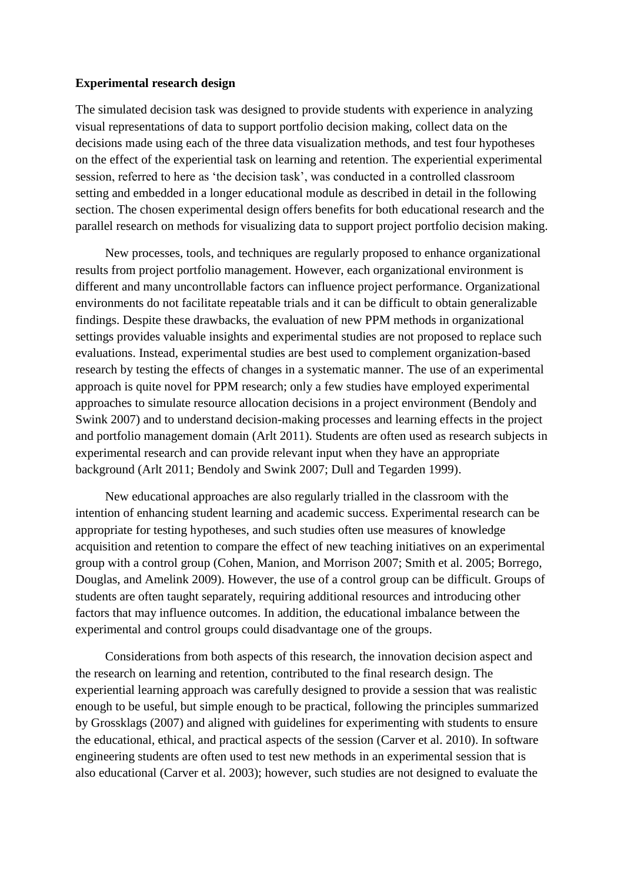**Experimental research design**

The simulated decision task was designed to provide students with experience in analyzing visual representations of data to support portfolio decision making, collect data on the decisions made using each of the three data visualization methods, and test four hypotheses on the effect of the experiential task on learning and retention. The experiential experimental session, referred to here as 'the decision task', was conducted in a controlled classroom setting and embedded in a longer educational module as described in detail in the following section. The chosen experimental design offers benefits for both educational research and the parallel research on methods for visualizing data to support project portfolio decision making.

New processes, tools, and techniques are regularly proposed to enhance organizational results from project portfolio management. However, each organizational environment is different and many uncontrollable factors can influence project performance. Organizational environments do not facilitate repeatable trials and it can be difficult to obtain generalizable findings. Despite these drawbacks, the evaluation of new PPM methods in organizational settings provides valuable insights and experimental studies are not proposed to replace such evaluations. Instead, experimental studies are best used to complement organization-based research by testing the effects of changes in a systematic manner. The use of an experimental approach is quite novel for PPM research; only a few studies have employed experimental approaches to simulate resource allocation decisions in a project environment (Bendoly and Swink 2007) and to understand decision-making processes and learning effects in the project and portfolio management domain (Arlt 2011). Students are often used as research subjects in experimental research and can provide relevant input when they have an appropriate background (Arlt 2011; Bendoly and Swink 2007; Dull and Tegarden 1999).

New educational approaches are also regularly trialled in the classroom with the intention of enhancing student learning and academic success. Experimental research can be appropriate for testing hypotheses, and such studies often use measures of knowledge acquisition and retention to compare the effect of new teaching initiatives on an experimental group with a control group (Cohen, Manion, and Morrison 2007; Smith et al. 2005; Borrego, Douglas, and Amelink 2009). However, the use of a control group can be difficult. Groups of students are often taught separately, requiring additional resources and introducing other factors that may influence outcomes. In addition, the educational imbalance between the experimental and control groups could disadvantage one of the groups.

Considerations from both aspects of this research, the innovation decision aspect and the research on learning and retention, contributed to the final research design. The experiential learning approach was carefully designed to provide a session that was realistic enough to be useful, but simple enough to be practical, following the principles summarized by Grossklags (2007) and aligned with guidelines for experimenting with students to ensure the educational, ethical, and practical aspects of the session (Carver et al. 2010). In software engineering students are often used to test new methods in an experimental session that is also educational (Carver et al. 2003); however, such studies are not designed to evaluate the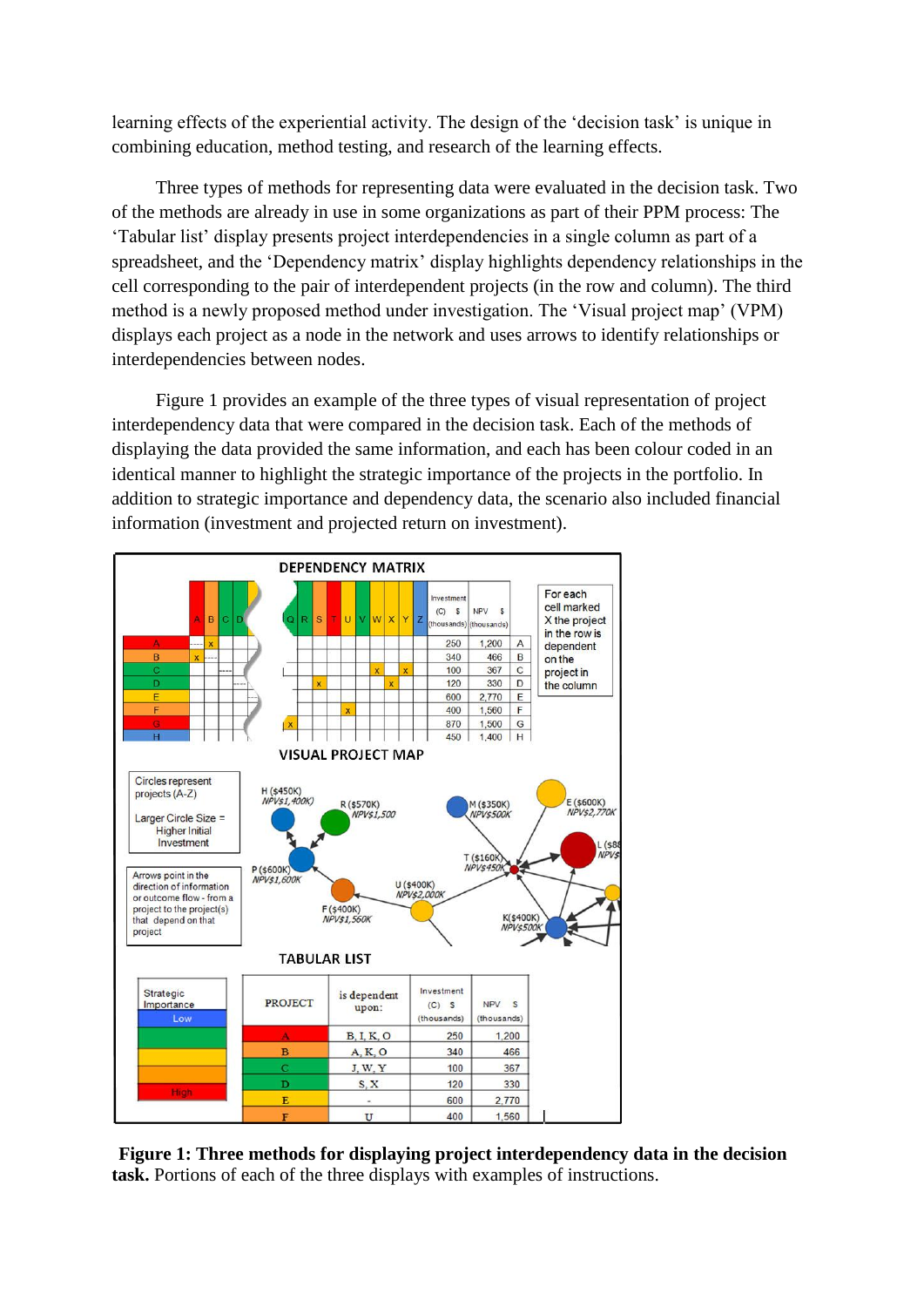learning effects of the experiential activity. The design of the 'decision task' is unique in combining education, method testing, and research of the learning effects.

Three types of methods for representing data were evaluated in the decision task. Two of the methods are already in use in some organizations as part of their PPM process: The 'Tabular list' display presents project interdependencies in a single column as part of a spreadsheet, and the 'Dependency matrix' display highlights dependency relationships in the cell corresponding to the pair of interdependent projects (in the row and column). The third method is a newly proposed method under investigation. The 'Visual project map' (VPM) displays each project as a node in the network and uses arrows to identify relationships or interdependencies between nodes.

Figure 1 provides an example of the three types of visual representation of project interdependency data that were compared in the decision task. Each of the methods of displaying the data provided the same information, and each has been colour coded in an identical manner to highlight the strategic importance of the projects in the portfolio. In addition to strategic importance and dependency data, the scenario also included financial information (investment and projected return on investment).

**Figure 1: Three methods for displaying project interdependency data in the decision task.** Portions of each of the three displays with examples of instructions.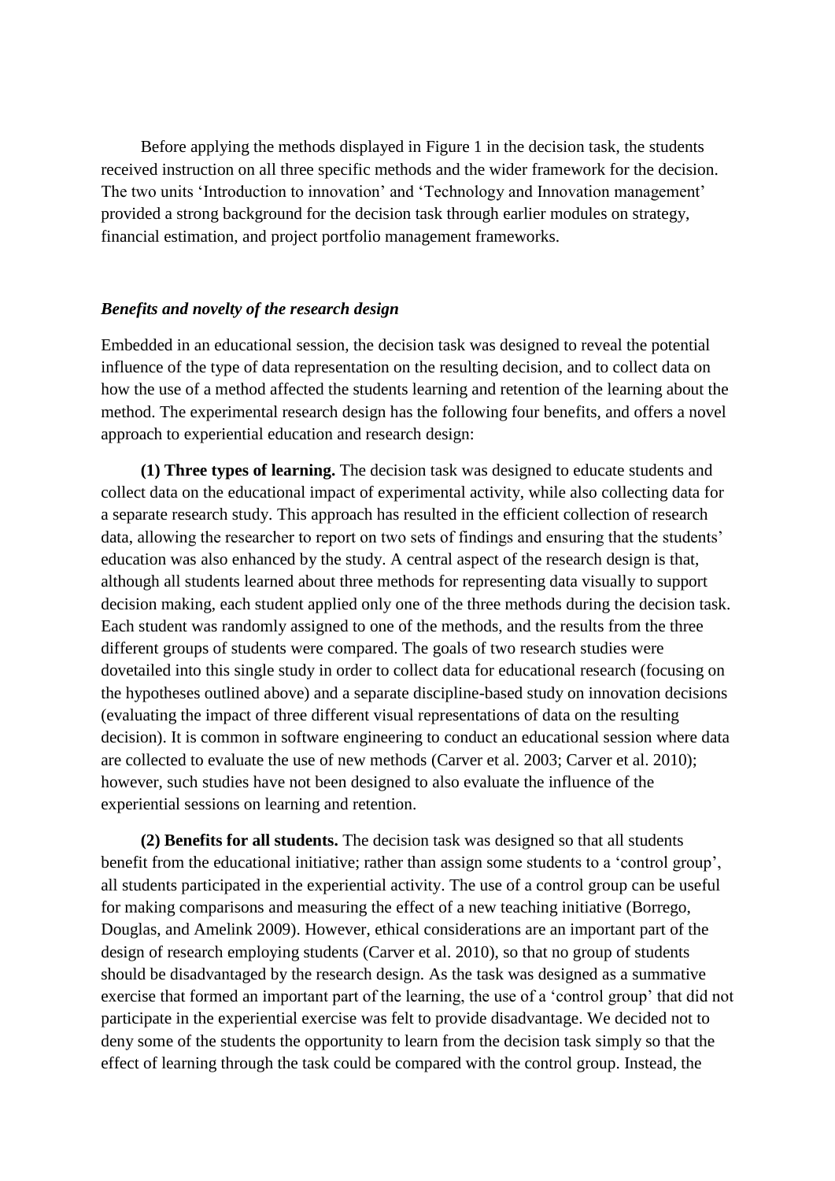Before applying the methods displayed in Figure 1 in the decision task, the students received instruction on all three specific methods and the wider framework for the decision. The two units 'Introduction to innovation' and 'Technology and Innovation management' provided a strong background for the decision task through earlier modules on strategy, financial estimation, and project portfolio management frameworks.

### *Benefits and novelty of the research design*

Embedded in an educational session, the decision task was designed to reveal the potential influence of the type of data representation on the resulting decision, and to collect data on how the use of a method affected the students learning and retention of the learning about the method. The experimental research design has the following four benefits, and offers a novel approach to experiential education and research design:

**(1) Three types of learning.** The decision task was designed to educate students and collect data on the educational impact of experimental activity, while also collecting data for a separate research study. This approach has resulted in the efficient collection of research data, allowing the researcher to report on two sets of findings and ensuring that the students' education was also enhanced by the study. A central aspect of the research design is that, although all students learned about three methods for representing data visually to support decision making, each student applied only one of the three methods during the decision task. Each student was randomly assigned to one of the methods, and the results from the three different groups of students were compared. The goals of two research studies were dovetailed into this single study in order to collect data for educational research (focusing on the hypotheses outlined above) and a separate discipline-based study on innovation decisions (evaluating the impact of three different visual representations of data on the resulting decision). It is common in software engineering to conduct an educational session where data are collected to evaluate the use of new methods (Carver et al. 2003; Carver et al. 2010); however, such studies have not been designed to also evaluate the influence of the experiential sessions on learning and retention.

**(2) Benefits for all students.** The decision task was designed so that all students benefit from the educational initiative; rather than assign some students to a 'control group', all students participated in the experiential activity. The use of a control group can be useful for making comparisons and measuring the effect of a new teaching initiative (Borrego, Douglas, and Amelink 2009). However, ethical considerations are an important part of the design of research employing students (Carver et al. 2010), so that no group of students should be disadvantaged by the research design. As the task was designed as a summative exercise that formed an important part of the learning, the use of a 'control group' that did not participate in the experiential exercise was felt to provide disadvantage. We decided not to deny some of the students the opportunity to learn from the decision task simply so that the effect of learning through the task could be compared with the control group. Instead, the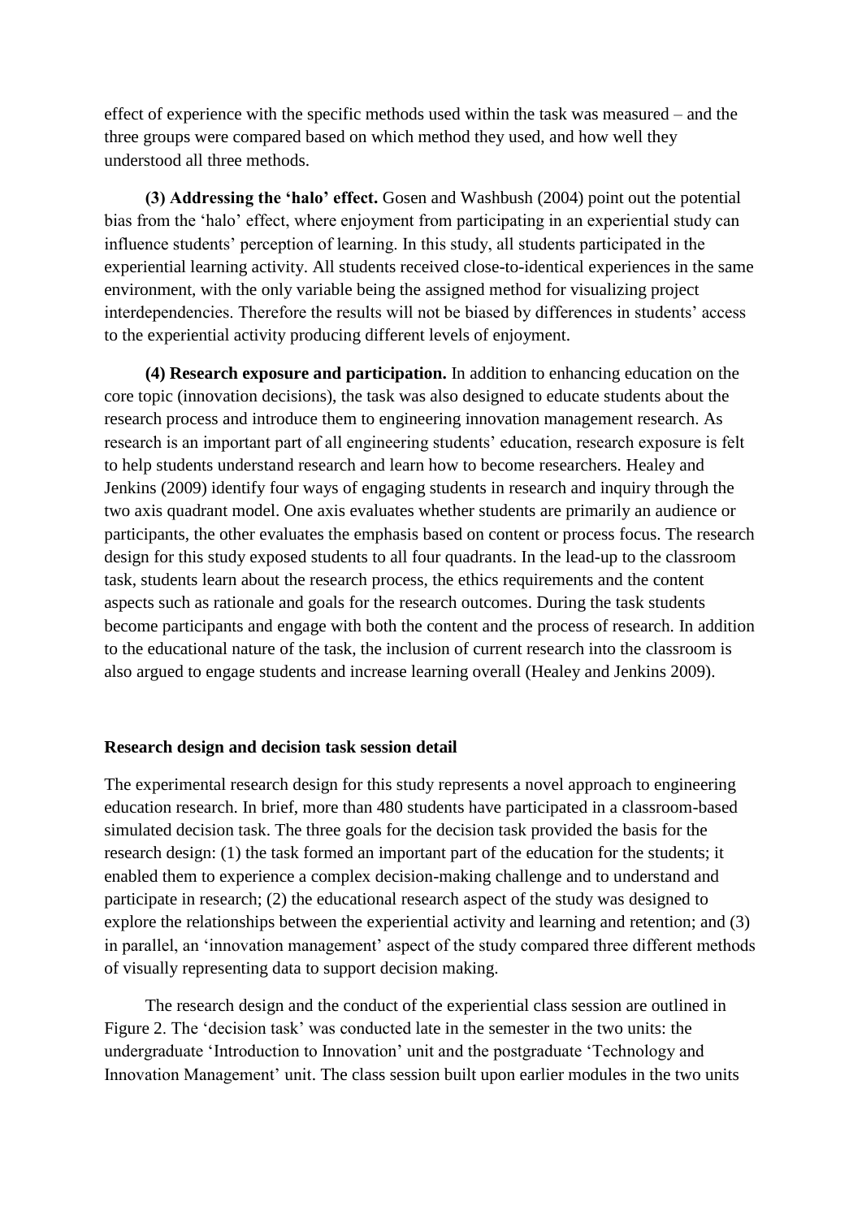effect of experience with the specific methods used within the task was measured – and the three groups were compared based on which method they used, and how well they understood all three methods.

**(3) Addressing the 'halo' effect.** Gosen and Washbush (2004) point out the potential bias from the 'halo' effect, where enjoyment from participating in an experiential study can influence students' perception of learning. In this study, all students participated in the experiential learning activity. All students received close-to-identical experiences in the same environment, with the only variable being the assigned method for visualizing project interdependencies. Therefore the results will not be biased by differences in students' access to the experiential activity producing different levels of enjoyment.

**(4) Research exposure and participation.** In addition to enhancing education on the core topic (innovation decisions), the task was also designed to educate students about the research process and introduce them to engineering innovation management research. As research is an important part of all engineering students' education, research exposure is felt to help students understand research and learn how to become researchers. Healey and Jenkins (2009) identify four ways of engaging students in research and inquiry through the two axis quadrant model. One axis evaluates whether students are primarily an audience or participants, the other evaluates the emphasis based on content or process focus. The research design for this study exposed students to all four quadrants. In the lead-up to the classroom task, students learn about the research process, the ethics requirements and the content aspects such as rationale and goals for the research outcomes. During the task students become participants and engage with both the content and the process of research. In addition to the educational nature of the task, the inclusion of current research into the classroom is also argued to engage students and increase learning overall (Healey and Jenkins 2009).

**Research design and decision task session detail**

The experimental research design for this study represents a novel approach to engineering education research. In brief, more than 480 students have participated in a classroom-based simulated decision task. The three goals for the decision task provided the basis for the research design: (1) the task formed an important part of the education for the students; it enabled them to experience a complex decision-making challenge and to understand and participate in research; (2) the educational research aspect of the study was designed to explore the relationships between the experiential activity and learning and retention; and (3) in parallel, an 'innovation management' aspect of the study compared three different methods of visually representing data to support decision making.

The research design and the conduct of the experiential class session are outlined in Figure 2. The 'decision task' was conducted late in the semester in the two units: the undergraduate 'Introduction to Innovation' unit and the postgraduate 'Technology and Innovation Management' unit. The class session built upon earlier modules in the two units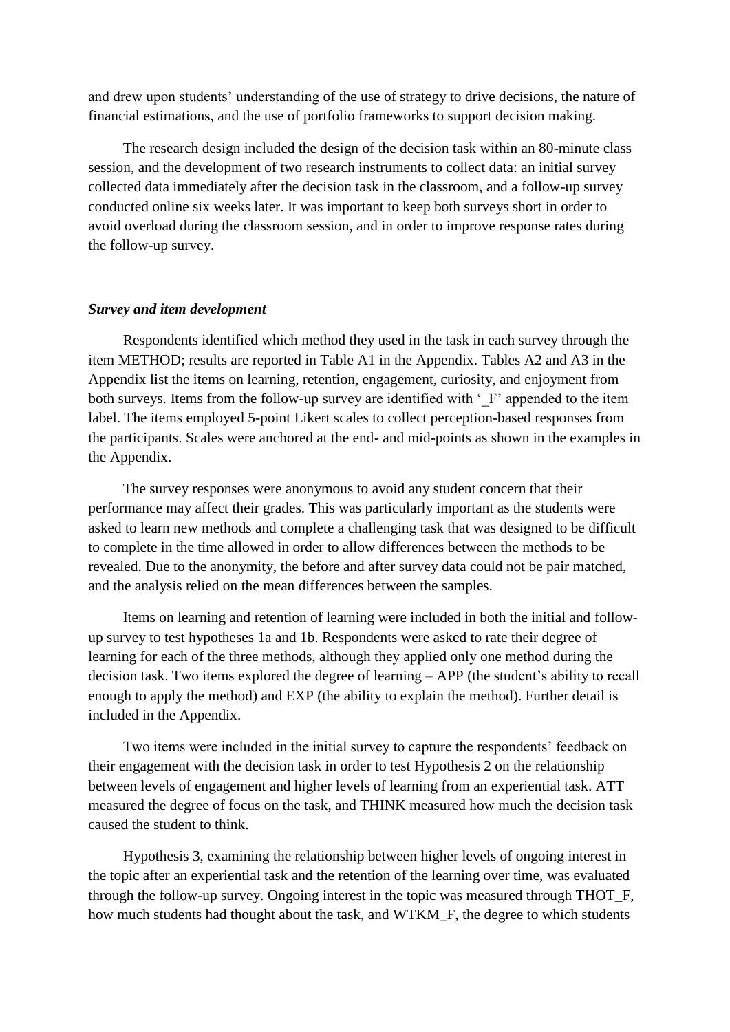and drew upon students' understanding of the use of strategy to drive decisions, the nature of financial estimations, and the use of portfolio frameworks to support decision making.

The research design included the design of the decision task within an 80-minute class session, and the development of two research instruments to collect data: an initial survey collected data immediately after the decision task in the classroom, and a follow-up survey conducted online six weeks later. It was important to keep both surveys short in order to avoid overload during the classroom session, and in order to improve response rates during the follow-up survey.

### *Survey and item development*

Respondents identified which method they used in the task in each survey through the item METHOD; results are reported in Table A1 in the Appendix. Tables A2 and A3 in the Appendix list the items on learning, retention, engagement, curiosity, and enjoyment from both surveys. Items from the follow-up survey are identified with '_F' appended to the item label. The items employed 5-point Likert scales to collect perception-based responses from the participants. Scales were anchored at the end- and mid-points as shown in the examples in the Appendix.

The survey responses were anonymous to avoid any student concern that their performance may affect their grades. This was particularly important as the students were asked to learn new methods and complete a challenging task that was designed to be difficult to complete in the time allowed in order to allow differences between the methods to be revealed. Due to the anonymity, the before and after survey data could not be pair matched, and the analysis relied on the mean differences between the samples.

Items on learning and retention of learning were included in both the initial and follow-up survey to test hypotheses 1a and 1b. Respondents were asked to rate their degree of learning for each of the three methods, although they applied only one method during the decision task. Two items explored the degree of learning – APP (the student's ability to recall enough to apply the method) and EXP (the ability to explain the method). Further detail is included in the Appendix.

Two items were included in the initial survey to capture the respondents' feedback on their engagement with the decision task in order to test Hypothesis 2 on the relationship between levels of engagement and higher levels of learning from an experiential task. ATT measured the degree of focus on the task, and THINK measured how much the decision task caused the student to think.

Hypothesis 3, examining the relationship between higher levels of ongoing interest in the topic after an experiential task and the retention of the learning over time, was evaluated through the follow-up survey. Ongoing interest in the topic was measured through THOT_F, how much students had thought about the task, and WTKM_F, the degree to which students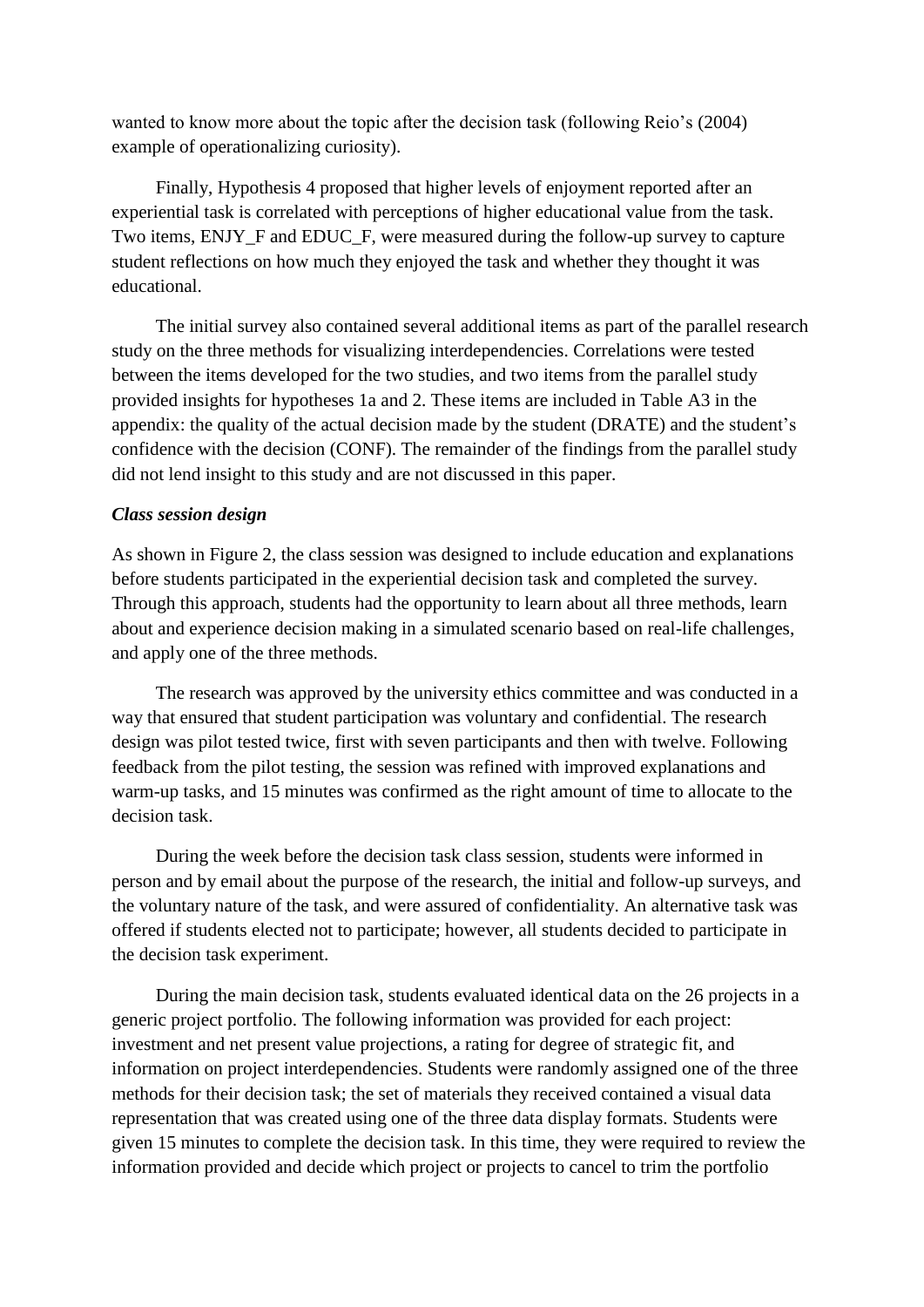wanted to know more about the topic after the decision task (following Reio's (2004) example of operationalizing curiosity).

Finally, Hypothesis 4 proposed that higher levels of enjoyment reported after an experiential task is correlated with perceptions of higher educational value from the task. Two items, ENJY_F and EDUC_F, were measured during the follow-up survey to capture student reflections on how much they enjoyed the task and whether they thought it was educational.

The initial survey also contained several additional items as part of the parallel research study on the three methods for visualizing interdependencies. Correlations were tested between the items developed for the two studies, and two items from the parallel study provided insights for hypotheses 1a and 2. These items are included in Table A3 in the appendix: the quality of the actual decision made by the student (DRATE) and the student's confidence with the decision (CONF). The remainder of the findings from the parallel study did not lend insight to this study and are not discussed in this paper.

***Class session design***

As shown in Figure 2, the class session was designed to include education and explanations before students participated in the experiential decision task and completed the survey. Through this approach, students had the opportunity to learn about all three methods, learn about and experience decision making in a simulated scenario based on real-life challenges, and apply one of the three methods.

The research was approved by the university ethics committee and was conducted in a way that ensured that student participation was voluntary and confidential. The research design was pilot tested twice, first with seven participants and then with twelve. Following feedback from the pilot testing, the session was refined with improved explanations and warm-up tasks, and 15 minutes was confirmed as the right amount of time to allocate to the decision task.

During the week before the decision task class session, students were informed in person and by email about the purpose of the research, the initial and follow-up surveys, and the voluntary nature of the task, and were assured of confidentiality. An alternative task was offered if students elected not to participate; however, all students decided to participate in the decision task experiment.

During the main decision task, students evaluated identical data on the 26 projects in a generic project portfolio. The following information was provided for each project: investment and net present value projections, a rating for degree of strategic fit, and information on project interdependencies. Students were randomly assigned one of the three methods for their decision task; the set of materials they received contained a visual data representation that was created using one of the three data display formats. Students were given 15 minutes to complete the decision task. In this time, they were required to review the information provided and decide which project or projects to cancel to trim the portfolio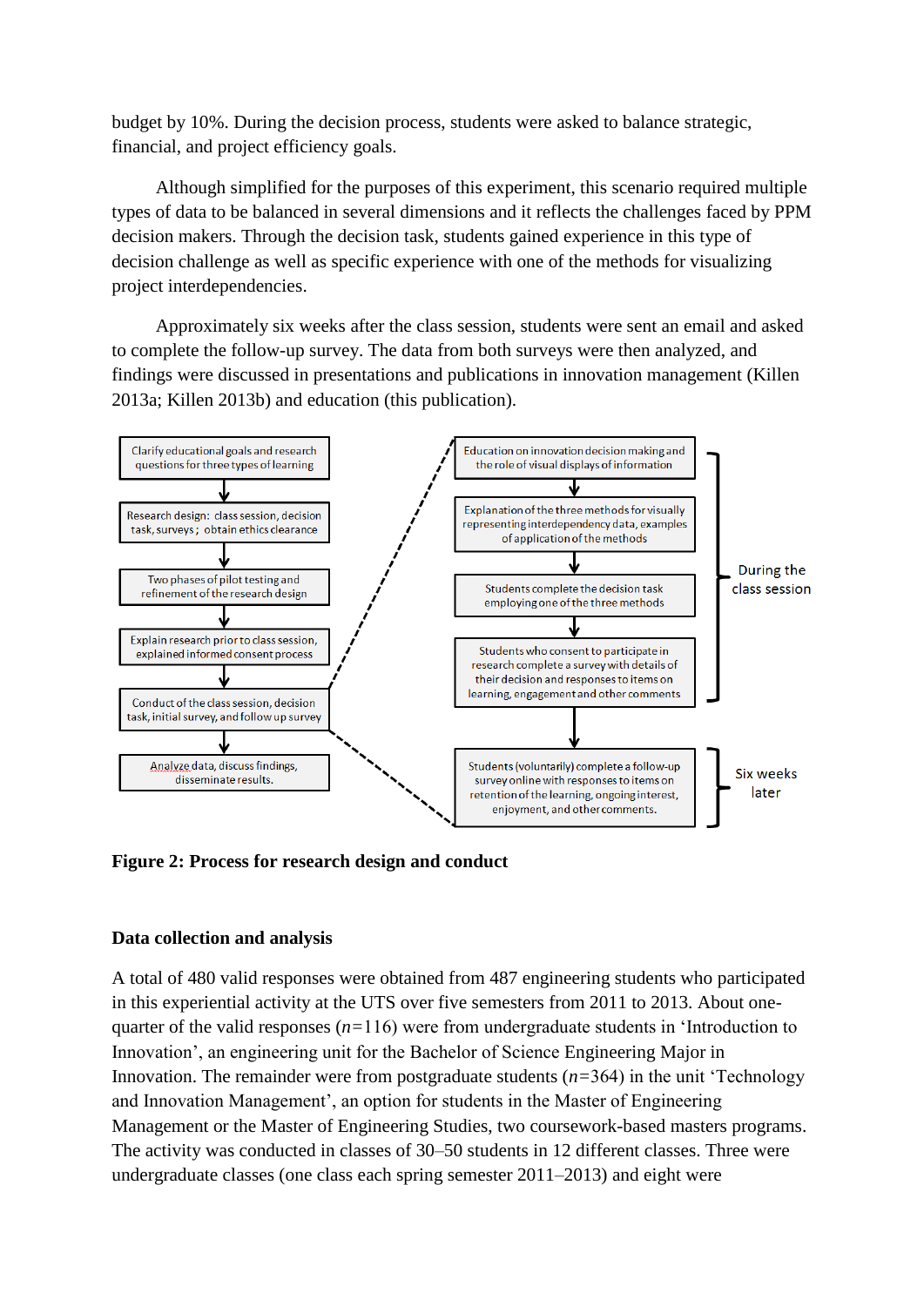budget by 10%. During the decision process, students were asked to balance strategic, financial, and project efficiency goals.

Although simplified for the purposes of this experiment, this scenario required multiple types of data to be balanced in several dimensions and it reflects the challenges faced by PPM decision makers. Through the decision task, students gained experience in this type of decision challenge as well as specific experience with one of the methods for visualizing project interdependencies.

Approximately six weeks after the class session, students were sent an email and asked to complete the follow-up survey. The data from both surveys were then analyzed, and findings were discussed in presentations and publications in innovation management (Killen 2013a; Killen 2013b) and education (this publication).

Clarify educational goals and research questions for three types of learning

Research design: class session, decision task, surveys; obtain ethics clearance

Two phases of pilot testing and refinement of the research design

Explain research prior to class session, explained informed consent process

Conduct of the class session, decision task, initial survey, and follow up survey

Analyze data, discuss findings, disseminate results.

Education on innovation decision making and the role of visual displays of information

Explanation of the three methods for visually representing interdependency data, examples of application of the methods

Students complete the decision task employing one of the three methods

Students who consent to participate in research complete a survey with details of their decision and responses to items on learning, engagement and other comments

During the class session

Students (voluntarily) complete a follow-up survey online with responses to items on retention of the learning, ongoing interest, enjoyment, and other comments.

Six weeks later

**Figure 2: Process for research design and conduct**

## Data collection and analysis

A total of 480 valid responses were obtained from 487 engineering students who participated in this experiential activity at the UTS over five semesters from 2011 to 2013. About one-quarter of the valid responses ($n$=116) were from undergraduate students in 'Introduction to Innovation', an engineering unit for the Bachelor of Science Engineering Major in Innovation. The remainder were from postgraduate students ($n$=364) in the unit 'Technology and Innovation Management', an option for students in the Master of Engineering Management or the Master of Engineering Studies, two coursework-based masters programs. The activity was conducted in classes of 30–50 students in 12 different classes. Three were undergraduate classes (one class each spring semester 2011–2013) and eight were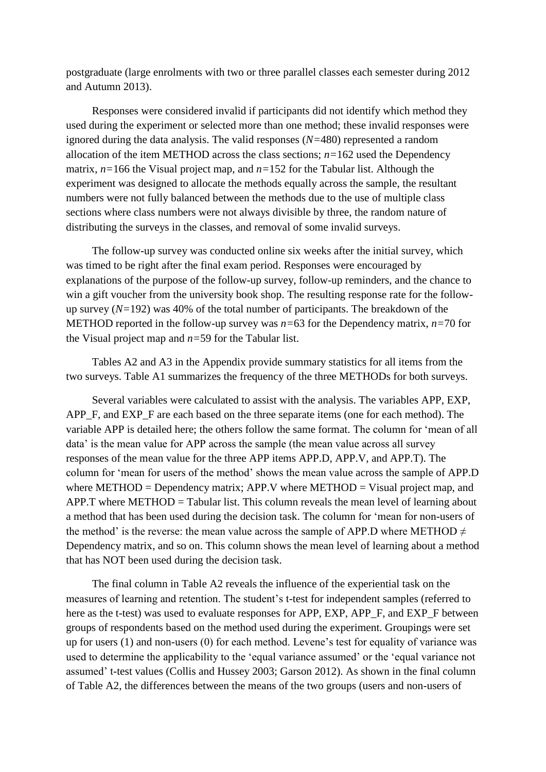postgraduate (large enrolments with two or three parallel classes each semester during 2012 and Autumn 2013).

Responses were considered invalid if participants did not identify which method they used during the experiment or selected more than one method; these invalid responses were ignored during the data analysis. The valid responses (*N*=480) represented a random allocation of the item METHOD across the class sections; *n*=162 used the Dependency matrix, *n*=166 the Visual project map, and *n*=152 for the Tabular list. Although the experiment was designed to allocate the methods equally across the sample, the resultant numbers were not fully balanced between the methods due to the use of multiple class sections where class numbers were not always divisible by three, the random nature of distributing the surveys in the classes, and removal of some invalid surveys.

The follow-up survey was conducted online six weeks after the initial survey, which was timed to be right after the final exam period. Responses were encouraged by explanations of the purpose of the follow-up survey, follow-up reminders, and the chance to win a gift voucher from the university book shop. The resulting response rate for the follow-up survey (*N*=192) was 40% of the total number of participants. The breakdown of the METHOD reported in the follow-up survey was *n*=63 for the Dependency matrix, *n*=70 for the Visual project map and *n*=59 for the Tabular list.

Tables A2 and A3 in the Appendix provide summary statistics for all items from the two surveys. Table A1 summarizes the frequency of the three METHODs for both surveys.

Several variables were calculated to assist with the analysis. The variables APP, EXP, APP_F, and EXP_F are each based on the three separate items (one for each method). The variable APP is detailed here; the others follow the same format. The column for 'mean of all data' is the mean value for APP across the sample (the mean value across all survey responses of the mean value for the three APP items APP.D, APP.V, and APP.T). The column for 'mean for users of the method' shows the mean value across the sample of APP.D where METHOD = Dependency matrix; APP.V where METHOD = Visual project map, and APP.T where METHOD = Tabular list. This column reveals the mean level of learning about a method that has been used during the decision task. The column for 'mean for non-users of the method' is the reverse: the mean value across the sample of APP.D where METHOD ≠ Dependency matrix, and so on. This column shows the mean level of learning about a method that has NOT been used during the decision task.

The final column in Table A2 reveals the influence of the experiential task on the measures of learning and retention. The student's t-test for independent samples (referred to here as the t-test) was used to evaluate responses for APP, EXP, APP_F, and EXP_F between groups of respondents based on the method used during the experiment. Groupings were set up for users (1) and non-users (0) for each method. Levene's test for equality of variance was used to determine the applicability to the 'equal variance assumed' or the 'equal variance not assumed' t-test values (Collis and Hussey 2003; Garson 2012). As shown in the final column of Table A2, the differences between the means of the two groups (users and non-users of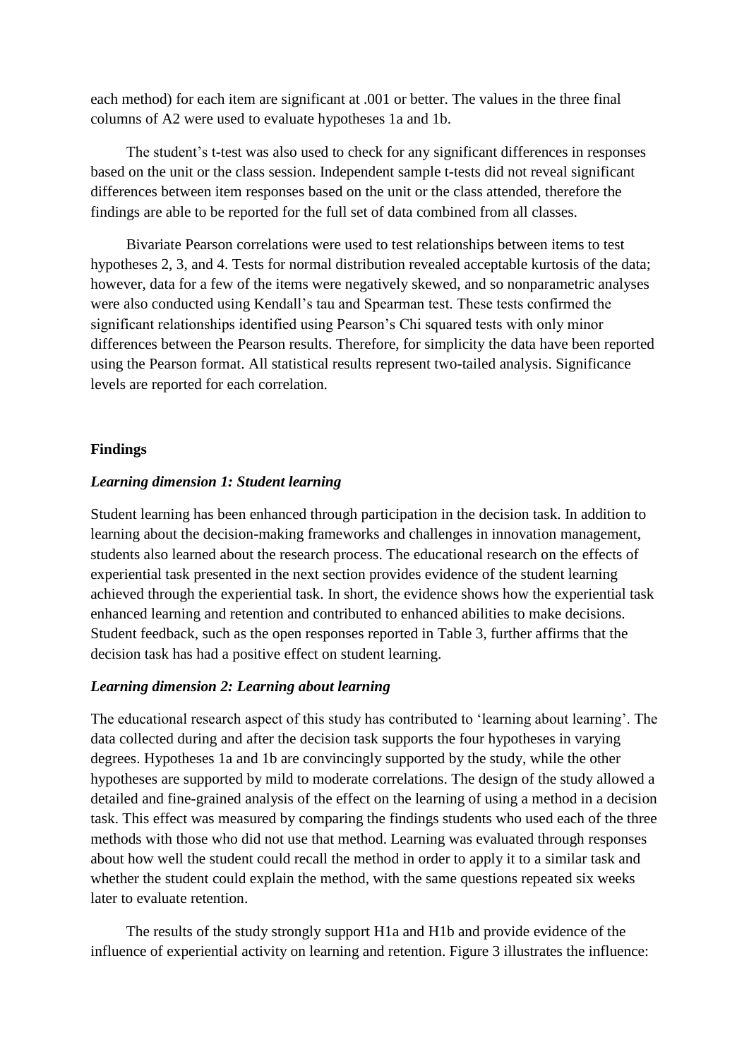each method) for each item are significant at .001 or better. The values in the three final columns of A2 were used to evaluate hypotheses 1a and 1b.

The student's t-test was also used to check for any significant differences in responses based on the unit or the class session. Independent sample t-tests did not reveal significant differences between item responses based on the unit or the class attended, therefore the findings are able to be reported for the full set of data combined from all classes.

Bivariate Pearson correlations were used to test relationships between items to test hypotheses 2, 3, and 4. Tests for normal distribution revealed acceptable kurtosis of the data; however, data for a few of the items were negatively skewed, and so nonparametric analyses were also conducted using Kendall's tau and Spearman test. These tests confirmed the significant relationships identified using Pearson's Chi squared tests with only minor differences between the Pearson results. Therefore, for simplicity the data have been reported using the Pearson format. All statistical results represent two-tailed analysis. Significance levels are reported for each correlation.

## Findings

### *Learning dimension 1: Student learning*

Student learning has been enhanced through participation in the decision task. In addition to learning about the decision-making frameworks and challenges in innovation management, students also learned about the research process. The educational research on the effects of experiential task presented in the next section provides evidence of the student learning achieved through the experiential task. In short, the evidence shows how the experiential task enhanced learning and retention and contributed to enhanced abilities to make decisions. Student feedback, such as the open responses reported in Table 3, further affirms that the decision task has had a positive effect on student learning.

### *Learning dimension 2: Learning about learning*

The educational research aspect of this study has contributed to 'learning about learning'. The data collected during and after the decision task supports the four hypotheses in varying degrees. Hypotheses 1a and 1b are convincingly supported by the study, while the other hypotheses are supported by mild to moderate correlations. The design of the study allowed a detailed and fine-grained analysis of the effect on the learning of using a method in a decision task. This effect was measured by comparing the findings students who used each of the three methods with those who did not use that method. Learning was evaluated through responses about how well the student could recall the method in order to apply it to a similar task and whether the student could explain the method, with the same questions repeated six weeks later to evaluate retention.

The results of the study strongly support H1a and H1b and provide evidence of the influence of experiential activity on learning and retention. Figure 3 illustrates the influence: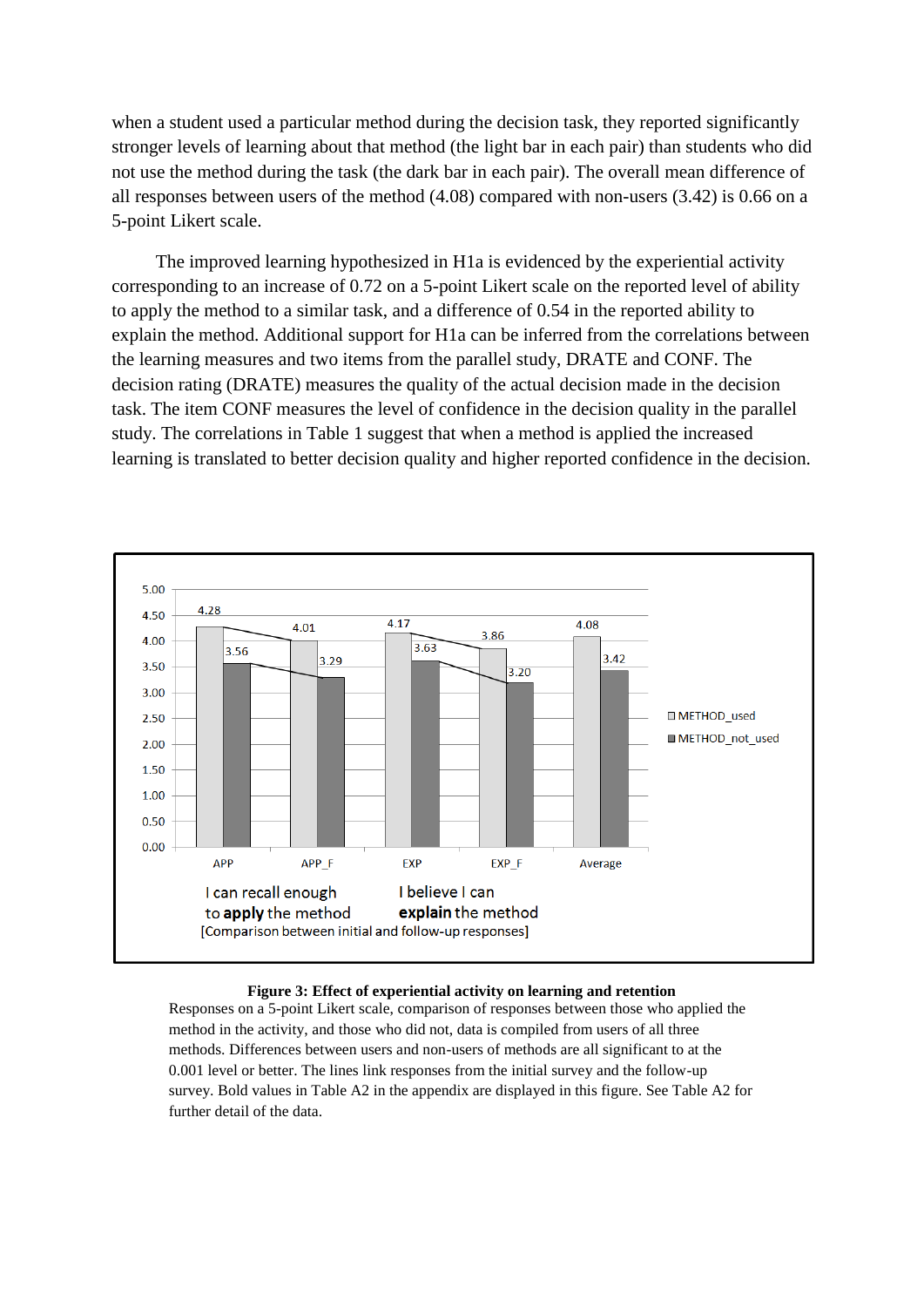when a student used a particular method during the decision task, they reported significantly stronger levels of learning about that method (the light bar in each pair) than students who did not use the method during the task (the dark bar in each pair). The overall mean difference of all responses between users of the method (4.08) compared with non-users (3.42) is 0.66 on a 5-point Likert scale.

The improved learning hypothesized in H1a is evidenced by the experiential activity corresponding to an increase of 0.72 on a 5-point Likert scale on the reported level of ability to apply the method to a similar task, and a difference of 0.54 in the reported ability to explain the method. Additional support for H1a can be inferred from the correlations between the learning measures and two items from the parallel study, DRATE and CONF. The decision rating (DRATE) measures the quality of the actual decision made in the decision task. The item CONF measures the level of confidence in the decision quality in the parallel study. The correlations in Table 1 suggest that when a method is applied the increased learning is translated to better decision quality and higher reported confidence in the decision.

**Figure 3: Effect of experiential activity on learning and retention**

Responses on a 5-point Likert scale, comparison of responses between those who applied the method in the activity, and those who did not, data is compiled from users of all three methods. Differences between users and non-users of methods are all significant to at the 0.001 level or better. The lines link responses from the initial survey and the follow-up survey. Bold values in Table A2 in the appendix are displayed in this figure. See Table A2 for further detail of the data.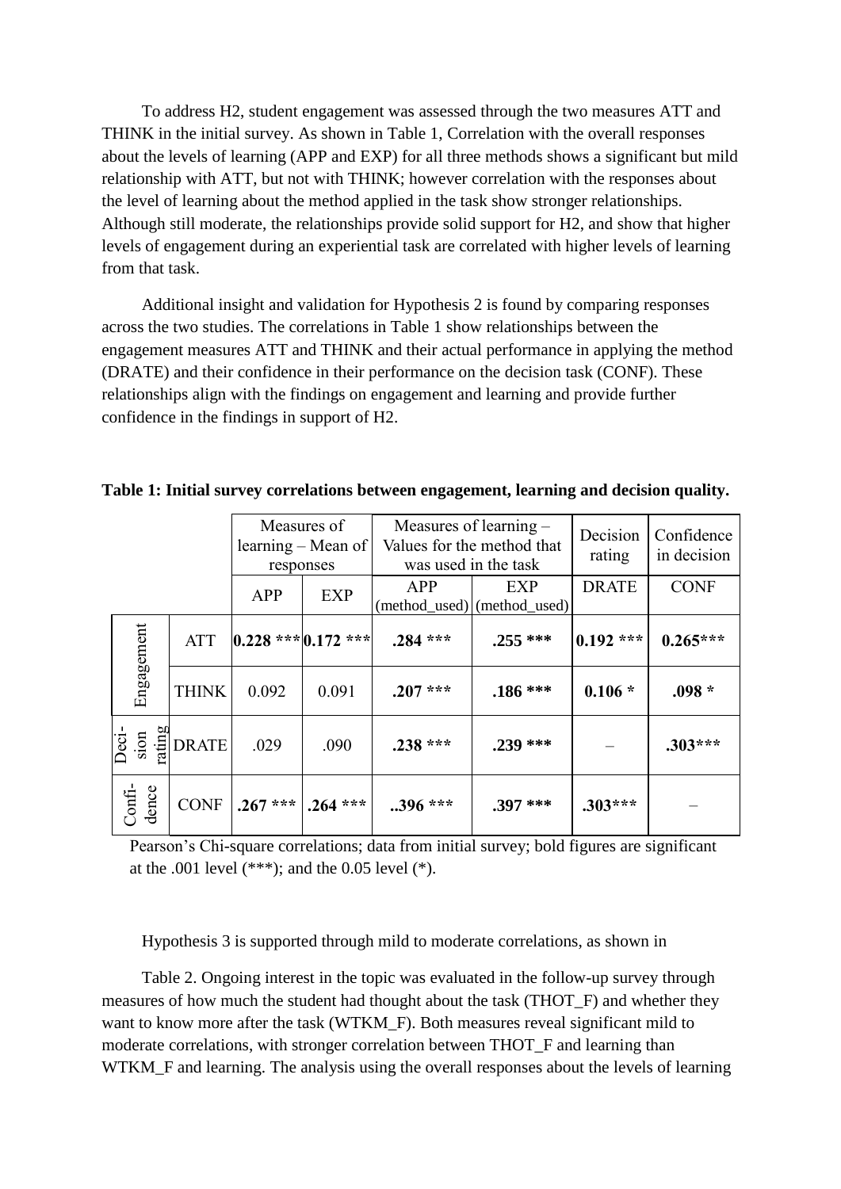To address H2, student engagement was assessed through the two measures ATT and THINK in the initial survey. As shown in Table 1, Correlation with the overall responses about the levels of learning (APP and EXP) for all three methods shows a significant but mild relationship with ATT, but not with THINK; however correlation with the responses about the level of learning about the method applied in the task show stronger relationships. Although still moderate, the relationships provide solid support for H2, and show that higher levels of engagement during an experiential task are correlated with higher levels of learning from that task.

Additional insight and validation for Hypothesis 2 is found by comparing responses across the two studies. The correlations in Table 1 show relationships between the engagement measures ATT and THINK and their actual performance in applying the method (DRATE) and their confidence in their performance on the decision task (CONF). These relationships align with the findings on engagement and learning and provide further confidence in the findings in support of H2.

**Table 1: Initial survey correlations between engagement, learning and decision quality.**

| | | Measures of learning – Mean of responses | | Measures of learning – Values for the method that was used in the task | | Decision rating | Confidence in decision |
|---|---|---|---|---|---|---|---|
| | | APP | EXP | APP (method_used) | EXP (method_used) | DRATE | CONF |
| Engagement | ATT | **0.228 \*\*\*** | **0.172 \*\*\*** | **.284 \*\*\*** | **.255 \*\*\*** | **0.192 \*\*\*** | **0.265\*\*\*** |
| | THINK | 0.092 | 0.091 | **.207 \*\*\*** | **.186 \*\*\*** | **0.106 \*** | **.098 \*** |
| Decision rating | DRATE | .029 | .090 | **.238 \*\*\*** | **.239 \*\*\*** | – | **.303\*\*\*** |
| Confidence | CONF | **.267 \*\*\*** | **.264 \*\*\*** | **..396 \*\*\*** | **.397 \*\*\*** | **.303\*\*\*** | – |

Pearson's Chi-square correlations; data from initial survey; bold figures are significant at the .001 level (***); and the 0.05 level (*).

Hypothesis 3 is supported through mild to moderate correlations, as shown in

Table 2. Ongoing interest in the topic was evaluated in the follow-up survey through measures of how much the student had thought about the task (THOT_F) and whether they want to know more after the task (WTKM_F). Both measures reveal significant mild to moderate correlations, with stronger correlation between THOT_F and learning than WTKM_F and learning. The analysis using the overall responses about the levels of learning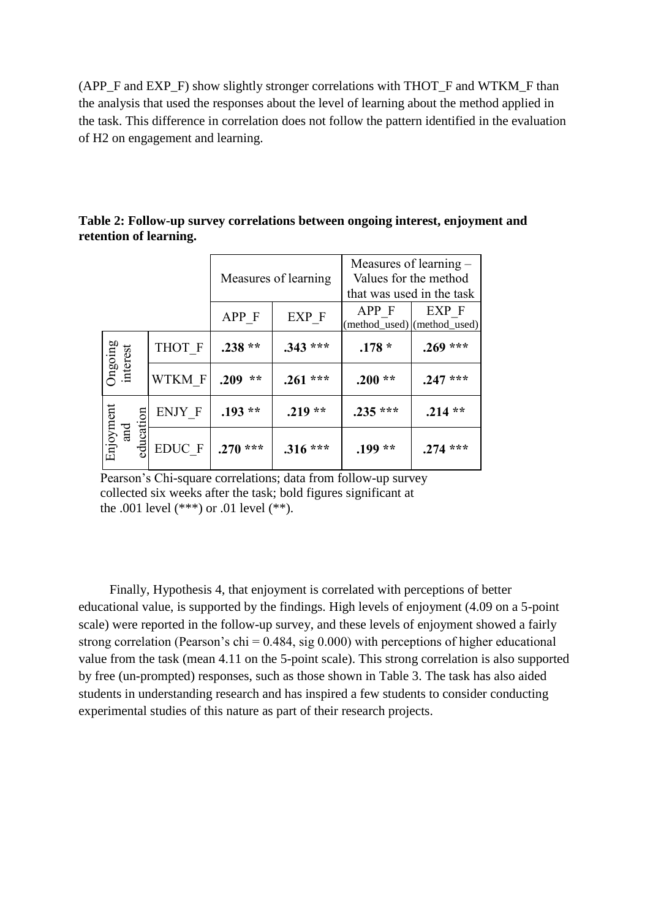(APP_F and EXP_F) show slightly stronger correlations with THOT_F and WTKM_F than the analysis that used the responses about the level of learning about the method applied in the task. This difference in correlation does not follow the pattern identified in the evaluation of H2 on engagement and learning.

**Table 2: Follow-up survey correlations between ongoing interest, enjoyment and retention of learning.**

| | | Measures of learning | | Measures of learning – Values for the method that was used in the task | |
|---|---|---|---|---|---|
| | | APP_F | EXP_F | APP_F (method_used) | EXP_F (method_used) |
| Ongoing interest | THOT_F | **.238 \*\*** | **.343 \*\*\*** | **.178 \*** | **.269 \*\*\*** |
| | WTKM_F | **.209 \*\*** | **.261 \*\*\*** | **.200 \*\*** | **.247 \*\*\*** |
| Enjoyment and education | ENJY_F | **.193 \*\*** | **.219 \*\*** | **.235 \*\*\*** | **.214 \*\*** |
| | EDUC_F | **.270 \*\*\*** | **.316 \*\*\*** | **.199 \*\*** | **.274 \*\*\*** |

Pearson's Chi-square correlations; data from follow-up survey collected six weeks after the task; bold figures significant at the .001 level (***) or .01 level (**).

Finally, Hypothesis 4, that enjoyment is correlated with perceptions of better educational value, is supported by the findings. High levels of enjoyment (4.09 on a 5-point scale) were reported in the follow-up survey, and these levels of enjoyment showed a fairly strong correlation (Pearson's chi = 0.484, sig 0.000) with perceptions of higher educational value from the task (mean 4.11 on the 5-point scale). This strong correlation is also supported by free (un-prompted) responses, such as those shown in Table 3. The task has also aided students in understanding research and has inspired a few students to consider conducting experimental studies of this nature as part of their research projects.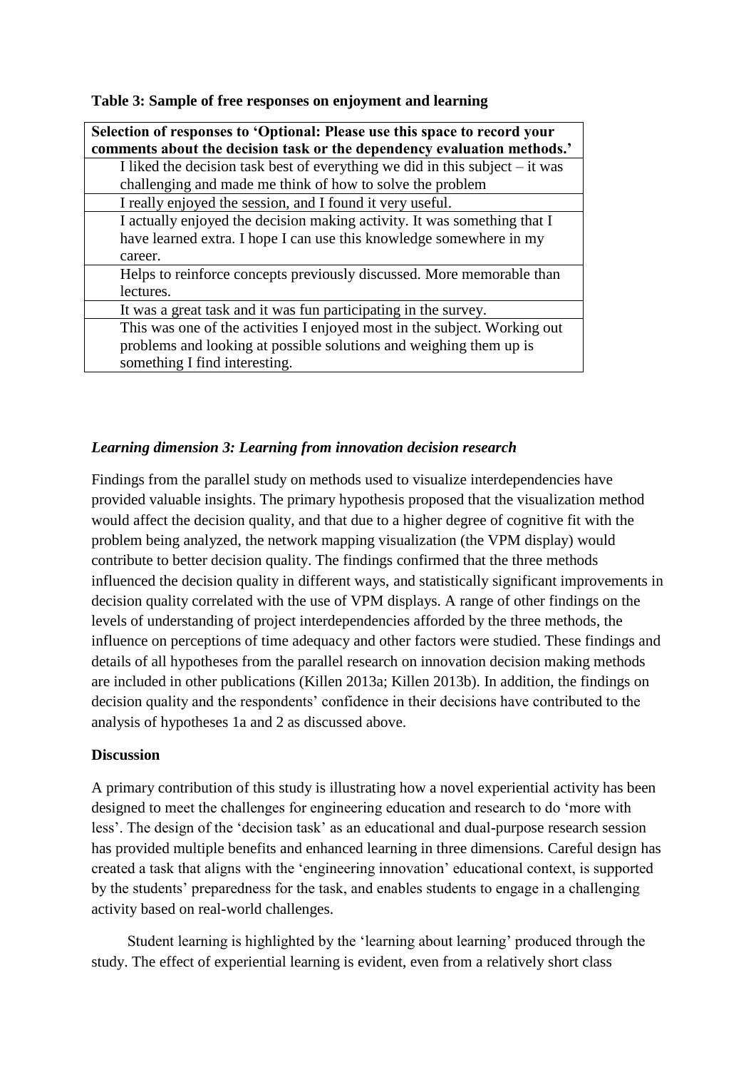**Table 3: Sample of free responses on enjoyment and learning**

| Selection of responses to 'Optional: Please use this space to record your comments about the decision task or the dependency evaluation methods.' |
| --- |
| I liked the decision task best of everything we did in this subject – it was challenging and made me think of how to solve the problem |
| I really enjoyed the session, and I found it very useful. |
| I actually enjoyed the decision making activity. It was something that I have learned extra. I hope I can use this knowledge somewhere in my career. |
| Helps to reinforce concepts previously discussed. More memorable than lectures. |
| It was a great task and it was fun participating in the survey. |
| This was one of the activities I enjoyed most in the subject. Working out problems and looking at possible solutions and weighing them up is something I find interesting. |

### *Learning dimension 3: Learning from innovation decision research*

Findings from the parallel study on methods used to visualize interdependencies have provided valuable insights. The primary hypothesis proposed that the visualization method would affect the decision quality, and that due to a higher degree of cognitive fit with the problem being analyzed, the network mapping visualization (the VPM display) would contribute to better decision quality. The findings confirmed that the three methods influenced the decision quality in different ways, and statistically significant improvements in decision quality correlated with the use of VPM displays. A range of other findings on the levels of understanding of project interdependencies afforded by the three methods, the influence on perceptions of time adequacy and other factors were studied. These findings and details of all hypotheses from the parallel research on innovation decision making methods are included in other publications (Killen 2013a; Killen 2013b). In addition, the findings on decision quality and the respondents' confidence in their decisions have contributed to the analysis of hypotheses 1a and 2 as discussed above.

## Discussion

A primary contribution of this study is illustrating how a novel experiential activity has been designed to meet the challenges for engineering education and research to do 'more with less'. The design of the 'decision task' as an educational and dual-purpose research session has provided multiple benefits and enhanced learning in three dimensions. Careful design has created a task that aligns with the 'engineering innovation' educational context, is supported by the students' preparedness for the task, and enables students to engage in a challenging activity based on real-world challenges.

Student learning is highlighted by the 'learning about learning' produced through the study. The effect of experiential learning is evident, even from a relatively short class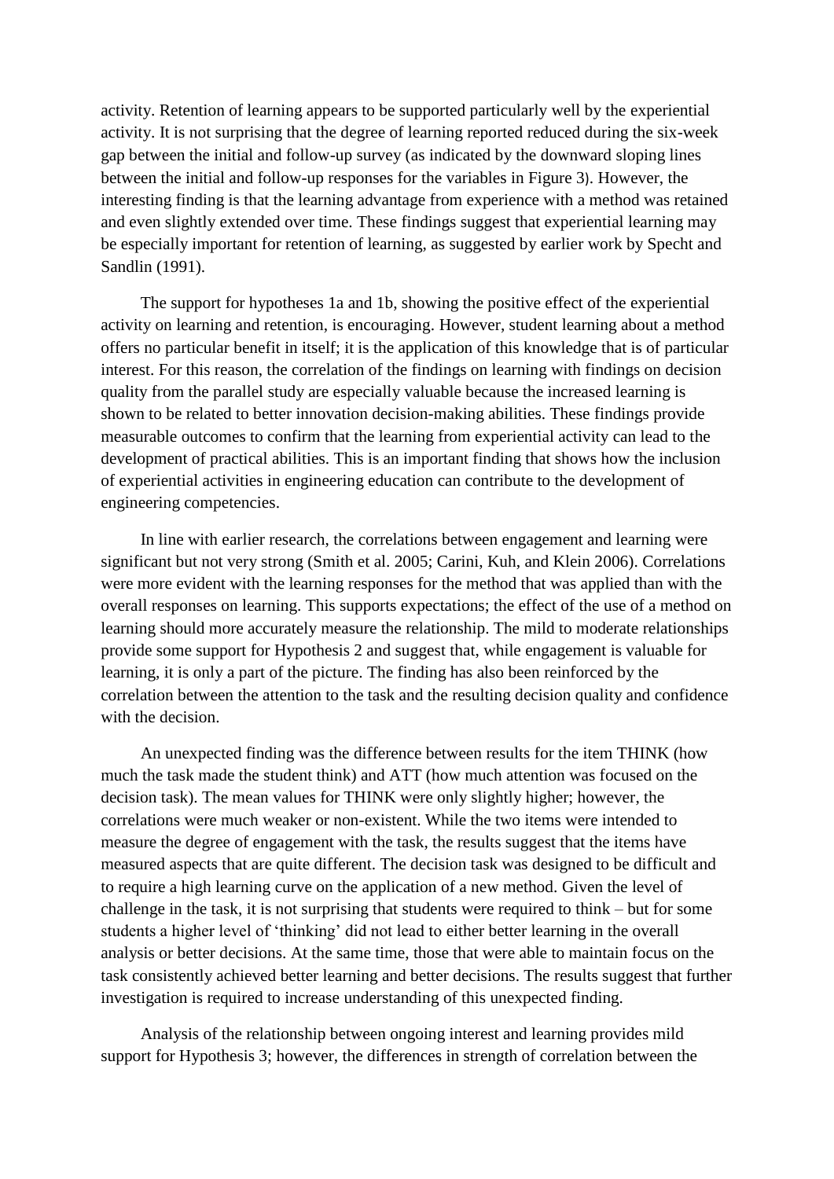activity. Retention of learning appears to be supported particularly well by the experiential activity. It is not surprising that the degree of learning reported reduced during the six-week gap between the initial and follow-up survey (as indicated by the downward sloping lines between the initial and follow-up responses for the variables in Figure 3). However, the interesting finding is that the learning advantage from experience with a method was retained and even slightly extended over time. These findings suggest that experiential learning may be especially important for retention of learning, as suggested by earlier work by Specht and Sandlin (1991).

The support for hypotheses 1a and 1b, showing the positive effect of the experiential activity on learning and retention, is encouraging. However, student learning about a method offers no particular benefit in itself; it is the application of this knowledge that is of particular interest. For this reason, the correlation of the findings on learning with findings on decision quality from the parallel study are especially valuable because the increased learning is shown to be related to better innovation decision-making abilities. These findings provide measurable outcomes to confirm that the learning from experiential activity can lead to the development of practical abilities. This is an important finding that shows how the inclusion of experiential activities in engineering education can contribute to the development of engineering competencies.

In line with earlier research, the correlations between engagement and learning were significant but not very strong (Smith et al. 2005; Carini, Kuh, and Klein 2006). Correlations were more evident with the learning responses for the method that was applied than with the overall responses on learning. This supports expectations; the effect of the use of a method on learning should more accurately measure the relationship. The mild to moderate relationships provide some support for Hypothesis 2 and suggest that, while engagement is valuable for learning, it is only a part of the picture. The finding has also been reinforced by the correlation between the attention to the task and the resulting decision quality and confidence with the decision.

An unexpected finding was the difference between results for the item THINK (how much the task made the student think) and ATT (how much attention was focused on the decision task). The mean values for THINK were only slightly higher; however, the correlations were much weaker or non-existent. While the two items were intended to measure the degree of engagement with the task, the results suggest that the items have measured aspects that are quite different. The decision task was designed to be difficult and to require a high learning curve on the application of a new method. Given the level of challenge in the task, it is not surprising that students were required to think – but for some students a higher level of 'thinking' did not lead to either better learning in the overall analysis or better decisions. At the same time, those that were able to maintain focus on the task consistently achieved better learning and better decisions. The results suggest that further investigation is required to increase understanding of this unexpected finding.

Analysis of the relationship between ongoing interest and learning provides mild support for Hypothesis 3; however, the differences in strength of correlation between the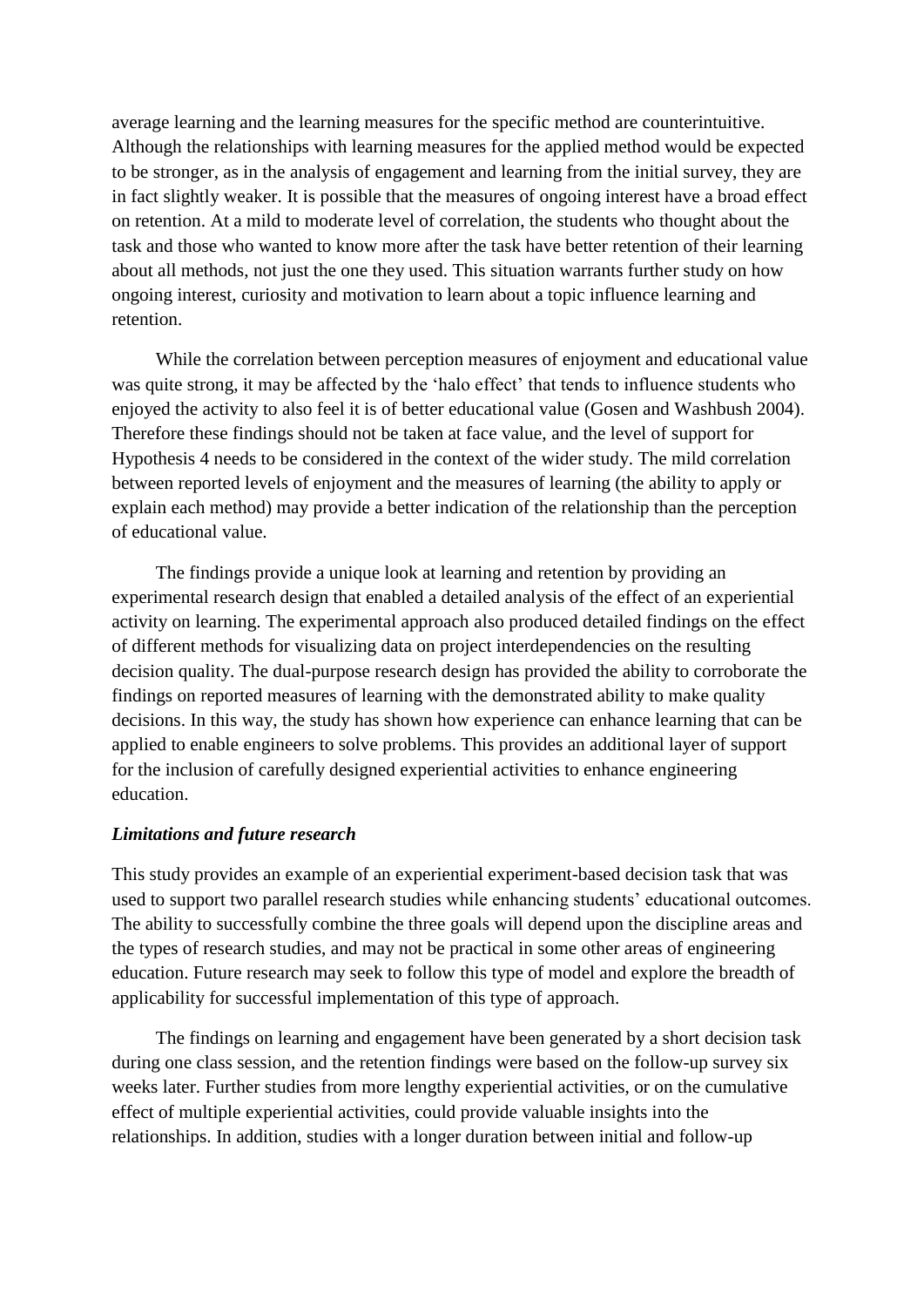average learning and the learning measures for the specific method are counterintuitive. Although the relationships with learning measures for the applied method would be expected to be stronger, as in the analysis of engagement and learning from the initial survey, they are in fact slightly weaker. It is possible that the measures of ongoing interest have a broad effect on retention. At a mild to moderate level of correlation, the students who thought about the task and those who wanted to know more after the task have better retention of their learning about all methods, not just the one they used. This situation warrants further study on how ongoing interest, curiosity and motivation to learn about a topic influence learning and retention.

While the correlation between perception measures of enjoyment and educational value was quite strong, it may be affected by the 'halo effect' that tends to influence students who enjoyed the activity to also feel it is of better educational value (Gosen and Washbush 2004). Therefore these findings should not be taken at face value, and the level of support for Hypothesis 4 needs to be considered in the context of the wider study. The mild correlation between reported levels of enjoyment and the measures of learning (the ability to apply or explain each method) may provide a better indication of the relationship than the perception of educational value.

The findings provide a unique look at learning and retention by providing an experimental research design that enabled a detailed analysis of the effect of an experiential activity on learning. The experimental approach also produced detailed findings on the effect of different methods for visualizing data on project interdependencies on the resulting decision quality. The dual-purpose research design has provided the ability to corroborate the findings on reported measures of learning with the demonstrated ability to make quality decisions. In this way, the study has shown how experience can enhance learning that can be applied to enable engineers to solve problems. This provides an additional layer of support for the inclusion of carefully designed experiential activities to enhance engineering education.

### *Limitations and future research*

This study provides an example of an experiential experiment-based decision task that was used to support two parallel research studies while enhancing students' educational outcomes. The ability to successfully combine the three goals will depend upon the discipline areas and the types of research studies, and may not be practical in some other areas of engineering education. Future research may seek to follow this type of model and explore the breadth of applicability for successful implementation of this type of approach.

The findings on learning and engagement have been generated by a short decision task during one class session, and the retention findings were based on the follow-up survey six weeks later. Further studies from more lengthy experiential activities, or on the cumulative effect of multiple experiential activities, could provide valuable insights into the relationships. In addition, studies with a longer duration between initial and follow-up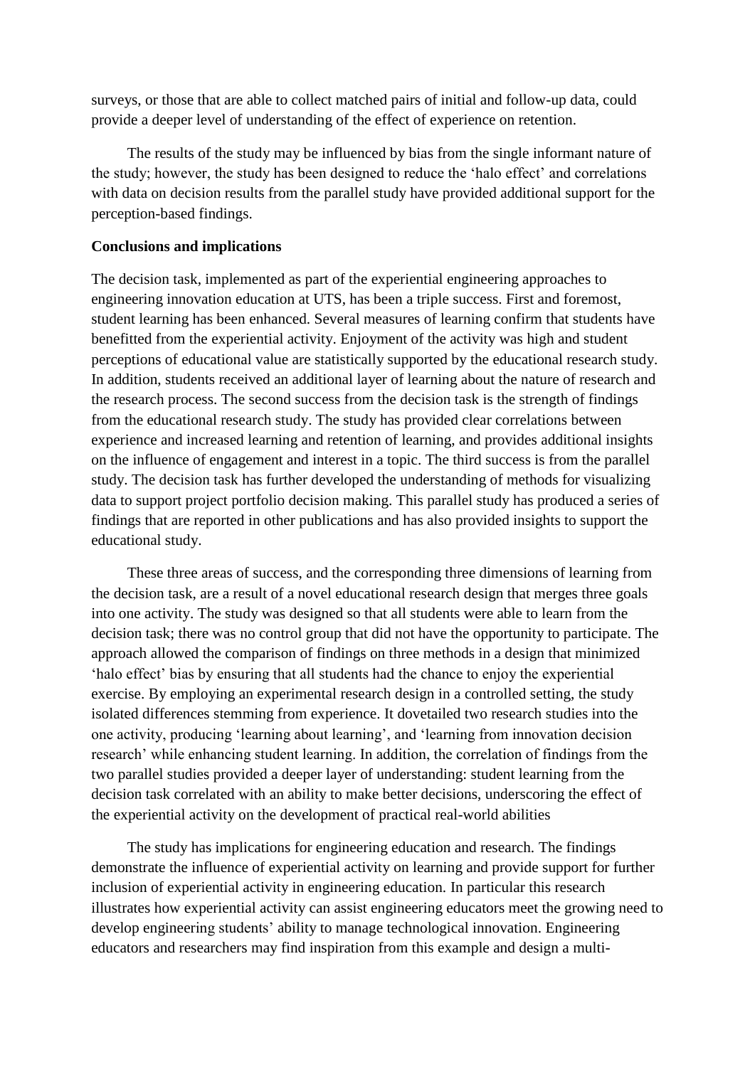surveys, or those that are able to collect matched pairs of initial and follow-up data, could provide a deeper level of understanding of the effect of experience on retention.

The results of the study may be influenced by bias from the single informant nature of the study; however, the study has been designed to reduce the 'halo effect' and correlations with data on decision results from the parallel study have provided additional support for the perception-based findings.

**Conclusions and implications**

The decision task, implemented as part of the experiential engineering approaches to engineering innovation education at UTS, has been a triple success. First and foremost, student learning has been enhanced. Several measures of learning confirm that students have benefitted from the experiential activity. Enjoyment of the activity was high and student perceptions of educational value are statistically supported by the educational research study. In addition, students received an additional layer of learning about the nature of research and the research process. The second success from the decision task is the strength of findings from the educational research study. The study has provided clear correlations between experience and increased learning and retention of learning, and provides additional insights on the influence of engagement and interest in a topic. The third success is from the parallel study. The decision task has further developed the understanding of methods for visualizing data to support project portfolio decision making. This parallel study has produced a series of findings that are reported in other publications and has also provided insights to support the educational study.

These three areas of success, and the corresponding three dimensions of learning from the decision task, are a result of a novel educational research design that merges three goals into one activity. The study was designed so that all students were able to learn from the decision task; there was no control group that did not have the opportunity to participate. The approach allowed the comparison of findings on three methods in a design that minimized 'halo effect' bias by ensuring that all students had the chance to enjoy the experiential exercise. By employing an experimental research design in a controlled setting, the study isolated differences stemming from experience. It dovetailed two research studies into the one activity, producing 'learning about learning', and 'learning from innovation decision research' while enhancing student learning. In addition, the correlation of findings from the two parallel studies provided a deeper layer of understanding: student learning from the decision task correlated with an ability to make better decisions, underscoring the effect of the experiential activity on the development of practical real-world abilities

The study has implications for engineering education and research. The findings demonstrate the influence of experiential activity on learning and provide support for further inclusion of experiential activity in engineering education. In particular this research illustrates how experiential activity can assist engineering educators meet the growing need to develop engineering students' ability to manage technological innovation. Engineering educators and researchers may find inspiration from this example and design a multi-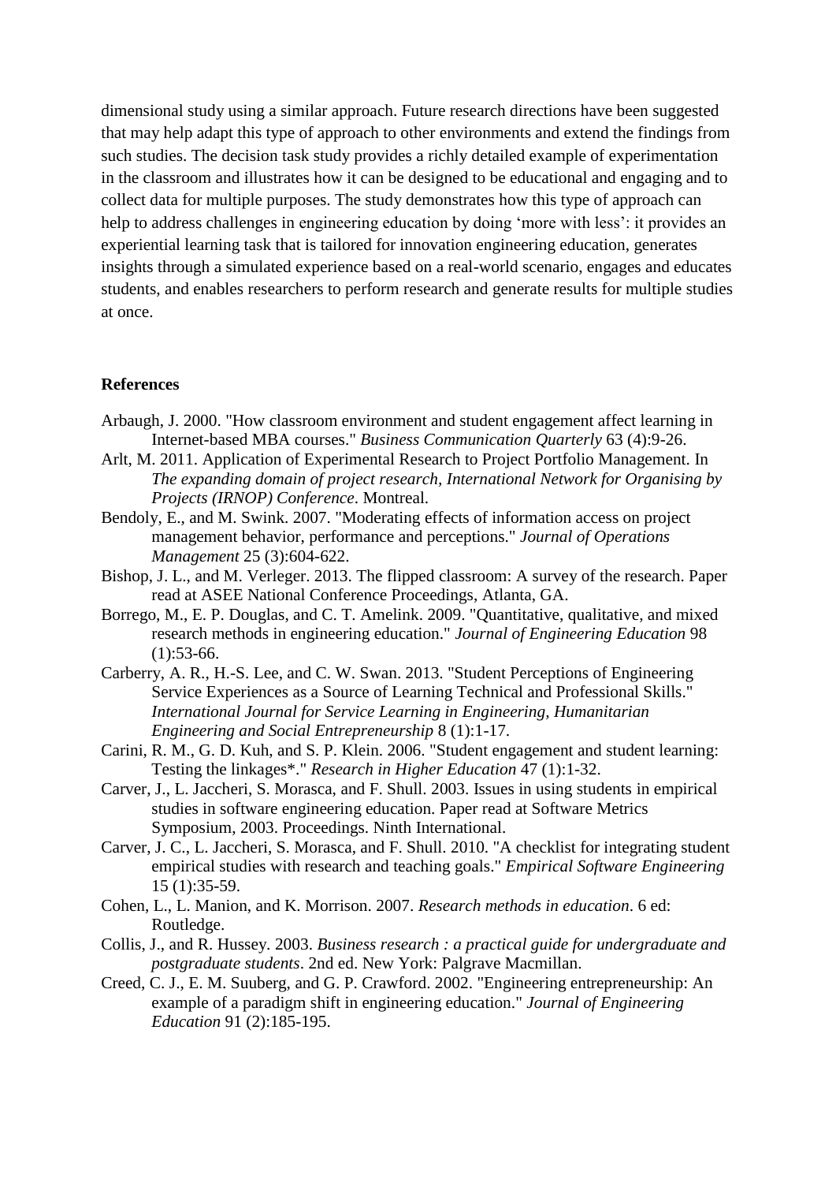dimensional study using a similar approach. Future research directions have been suggested that may help adapt this type of approach to other environments and extend the findings from such studies. The decision task study provides a richly detailed example of experimentation in the classroom and illustrates how it can be designed to be educational and engaging and to collect data for multiple purposes. The study demonstrates how this type of approach can help to address challenges in engineering education by doing 'more with less': it provides an experiential learning task that is tailored for innovation engineering education, generates insights through a simulated experience based on a real-world scenario, engages and educates students, and enables researchers to perform research and generate results for multiple studies at once.

## References

Arbaugh, J. 2000. "How classroom environment and student engagement affect learning in Internet-based MBA courses." *Business Communication Quarterly* 63 (4):9-26.

Arlt, M. 2011. Application of Experimental Research to Project Portfolio Management. In *The expanding domain of project research, International Network for Organising by Projects (IRNOP) Conference*. Montreal.

Bendoly, E., and M. Swink. 2007. "Moderating effects of information access on project management behavior, performance and perceptions." *Journal of Operations Management* 25 (3):604-622.

Bishop, J. L., and M. Verleger. 2013. The flipped classroom: A survey of the research. Paper read at ASEE National Conference Proceedings, Atlanta, GA.

Borrego, M., E. P. Douglas, and C. T. Amelink. 2009. "Quantitative, qualitative, and mixed research methods in engineering education." *Journal of Engineering Education* 98 (1):53-66.

Carberry, A. R., H.-S. Lee, and C. W. Swan. 2013. "Student Perceptions of Engineering Service Experiences as a Source of Learning Technical and Professional Skills." *International Journal for Service Learning in Engineering, Humanitarian Engineering and Social Entrepreneurship* 8 (1):1-17.

Carini, R. M., G. D. Kuh, and S. P. Klein. 2006. "Student engagement and student learning: Testing the linkages*." *Research in Higher Education* 47 (1):1-32.

Carver, J., L. Jaccheri, S. Morasca, and F. Shull. 2003. Issues in using students in empirical studies in software engineering education. Paper read at Software Metrics Symposium, 2003. Proceedings. Ninth International.

Carver, J. C., L. Jaccheri, S. Morasca, and F. Shull. 2010. "A checklist for integrating student empirical studies with research and teaching goals." *Empirical Software Engineering* 15 (1):35-59.

Cohen, L., L. Manion, and K. Morrison. 2007. *Research methods in education*. 6 ed: Routledge.

Collis, J., and R. Hussey. 2003. *Business research : a practical guide for undergraduate and postgraduate students*. 2nd ed. New York: Palgrave Macmillan.

Creed, C. J., E. M. Suuberg, and G. P. Crawford. 2002. "Engineering entrepreneurship: An example of a paradigm shift in engineering education." *Journal of Engineering Education* 91 (2):185-195.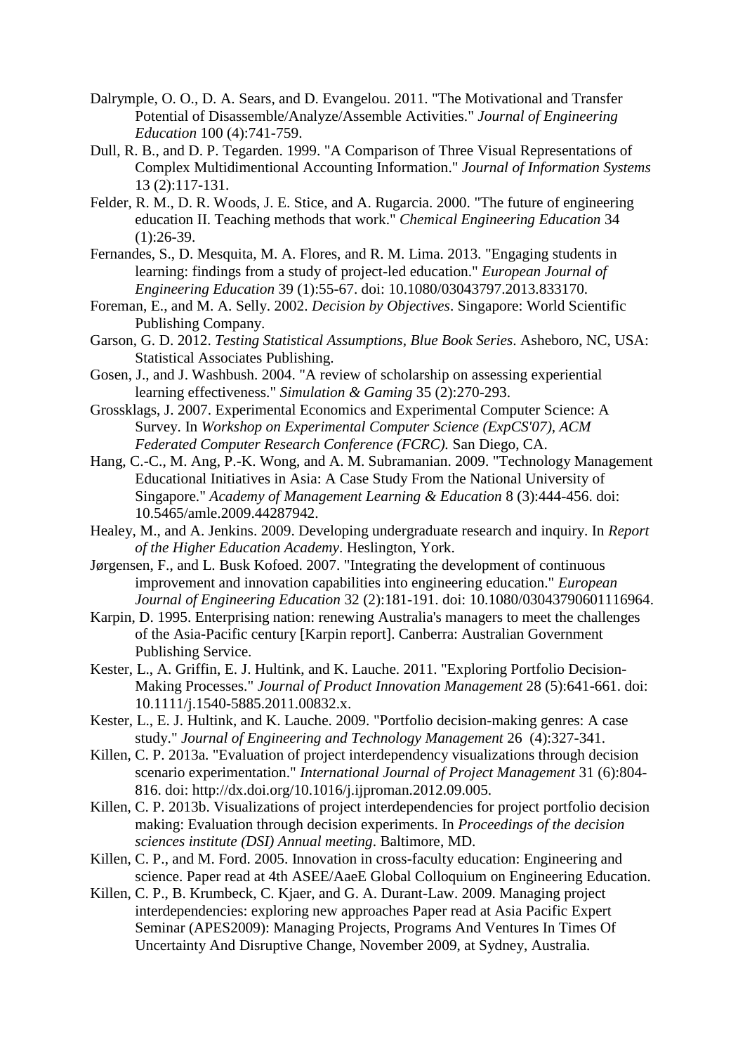Dalrymple, O. O., D. A. Sears, and D. Evangelou. 2011. "The Motivational and Transfer Potential of Disassemble/Analyze/Assemble Activities." *Journal of Engineering Education* 100 (4):741-759.

Dull, R. B., and D. P. Tegarden. 1999. "A Comparison of Three Visual Representations of Complex Multidimentional Accounting Information." *Journal of Information Systems* 13 (2):117-131.

Felder, R. M., D. R. Woods, J. E. Stice, and A. Rugarcia. 2000. "The future of engineering education II. Teaching methods that work." *Chemical Engineering Education* 34 (1):26-39.

Fernandes, S., D. Mesquita, M. A. Flores, and R. M. Lima. 2013. "Engaging students in learning: findings from a study of project-led education." *European Journal of Engineering Education* 39 (1):55-67. doi: 10.1080/03043797.2013.833170.

Foreman, E., and M. A. Selly. 2002. *Decision by Objectives*. Singapore: World Scientific Publishing Company.

Garson, G. D. 2012. *Testing Statistical Assumptions*, *Blue Book Series*. Asheboro, NC, USA: Statistical Associates Publishing.

Gosen, J., and J. Washbush. 2004. "A review of scholarship on assessing experiential learning effectiveness." *Simulation & Gaming* 35 (2):270-293.

Grossklags, J. 2007. Experimental Economics and Experimental Computer Science: A Survey. In *Workshop on Experimental Computer Science (ExpCS'07), ACM Federated Computer Research Conference (FCRC).* San Diego, CA.

Hang, C.-C., M. Ang, P.-K. Wong, and A. M. Subramanian. 2009. "Technology Management Educational Initiatives in Asia: A Case Study From the National University of Singapore." *Academy of Management Learning & Education* 8 (3):444-456. doi: 10.5465/amle.2009.44287942.

Healey, M., and A. Jenkins. 2009. Developing undergraduate research and inquiry. In *Report of the Higher Education Academy*. Heslington, York.

Jørgensen, F., and L. Busk Kofoed. 2007. "Integrating the development of continuous improvement and innovation capabilities into engineering education." *European Journal of Engineering Education* 32 (2):181-191. doi: 10.1080/03043790601116964.

Karpin, D. 1995. Enterprising nation: renewing Australia's managers to meet the challenges of the Asia-Pacific century [Karpin report]. Canberra: Australian Government Publishing Service.

Kester, L., A. Griffin, E. J. Hultink, and K. Lauche. 2011. "Exploring Portfolio Decision-Making Processes." *Journal of Product Innovation Management* 28 (5):641-661. doi: 10.1111/j.1540-5885.2011.00832.x.

Kester, L., E. J. Hultink, and K. Lauche. 2009. "Portfolio decision-making genres: A case study." *Journal of Engineering and Technology Management* 26 (4):327-341.

Killen, C. P. 2013a. "Evaluation of project interdependency visualizations through decision scenario experimentation." *International Journal of Project Management* 31 (6):804-816. doi: http://dx.doi.org/10.1016/j.ijproman.2012.09.005.

Killen, C. P. 2013b. Visualizations of project interdependencies for project portfolio decision making: Evaluation through decision experiments. In *Proceedings of the decision sciences institute (DSI) Annual meeting*. Baltimore, MD.

Killen, C. P., and M. Ford. 2005. Innovation in cross-faculty education: Engineering and science. Paper read at 4th ASEE/AaeE Global Colloquium on Engineering Education.

Killen, C. P., B. Krumbeck, C. Kjaer, and G. A. Durant-Law. 2009. Managing project interdependencies: exploring new approaches Paper read at Asia Pacific Expert Seminar (APES2009): Managing Projects, Programs And Ventures In Times Of Uncertainty And Disruptive Change, November 2009, at Sydney, Australia.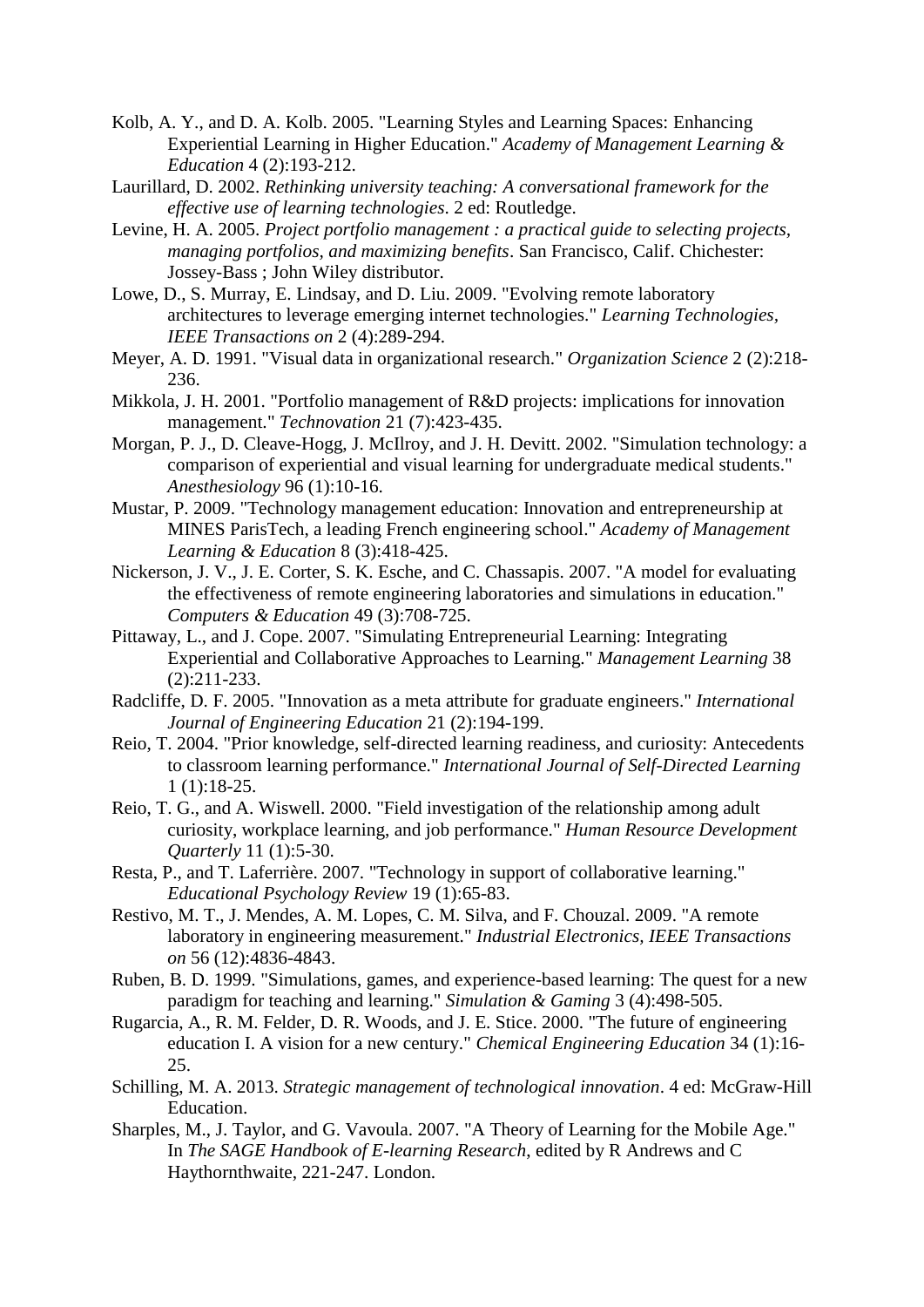Kolb, A. Y., and D. A. Kolb. 2005. "Learning Styles and Learning Spaces: Enhancing Experiential Learning in Higher Education." *Academy of Management Learning & Education* 4 (2):193-212.

Laurillard, D. 2002. *Rethinking university teaching: A conversational framework for the effective use of learning technologies*. 2 ed: Routledge.

Levine, H. A. 2005. *Project portfolio management : a practical guide to selecting projects, managing portfolios, and maximizing benefits*. San Francisco, Calif. Chichester: Jossey-Bass ; John Wiley distributor.

Lowe, D., S. Murray, E. Lindsay, and D. Liu. 2009. "Evolving remote laboratory architectures to leverage emerging internet technologies." *Learning Technologies, IEEE Transactions on* 2 (4):289-294.

Meyer, A. D. 1991. "Visual data in organizational research." *Organization Science* 2 (2):218-236.

Mikkola, J. H. 2001. "Portfolio management of R&D projects: implications for innovation management." *Technovation* 21 (7):423-435.

Morgan, P. J., D. Cleave-Hogg, J. McIlroy, and J. H. Devitt. 2002. "Simulation technology: a comparison of experiential and visual learning for undergraduate medical students." *Anesthesiology* 96 (1):10-16.

Mustar, P. 2009. "Technology management education: Innovation and entrepreneurship at MINES ParisTech, a leading French engineering school." *Academy of Management Learning & Education* 8 (3):418-425.

Nickerson, J. V., J. E. Corter, S. K. Esche, and C. Chassapis. 2007. "A model for evaluating the effectiveness of remote engineering laboratories and simulations in education." *Computers & Education* 49 (3):708-725.

Pittaway, L., and J. Cope. 2007. "Simulating Entrepreneurial Learning: Integrating Experiential and Collaborative Approaches to Learning." *Management Learning* 38 (2):211-233.

Radcliffe, D. F. 2005. "Innovation as a meta attribute for graduate engineers." *International Journal of Engineering Education* 21 (2):194-199.

Reio, T. 2004. "Prior knowledge, self-directed learning readiness, and curiosity: Antecedents to classroom learning performance." *International Journal of Self-Directed Learning* 1 (1):18-25.

Reio, T. G., and A. Wiswell. 2000. "Field investigation of the relationship among adult curiosity, workplace learning, and job performance." *Human Resource Development Quarterly* 11 (1):5-30.

Resta, P., and T. Laferrière. 2007. "Technology in support of collaborative learning." *Educational Psychology Review* 19 (1):65-83.

Restivo, M. T., J. Mendes, A. M. Lopes, C. M. Silva, and F. Chouzal. 2009. "A remote laboratory in engineering measurement." *Industrial Electronics, IEEE Transactions on* 56 (12):4836-4843.

Ruben, B. D. 1999. "Simulations, games, and experience-based learning: The quest for a new paradigm for teaching and learning." *Simulation & Gaming* 3 (4):498-505.

Rugarcia, A., R. M. Felder, D. R. Woods, and J. E. Stice. 2000. "The future of engineering education I. A vision for a new century." *Chemical Engineering Education* 34 (1):16-25.

Schilling, M. A. 2013. *Strategic management of technological innovation*. 4 ed: McGraw-Hill Education.

Sharples, M., J. Taylor, and G. Vavoula. 2007. "A Theory of Learning for the Mobile Age." In *The SAGE Handbook of E-learning Research*, edited by R Andrews and C Haythornthwaite, 221-247. London.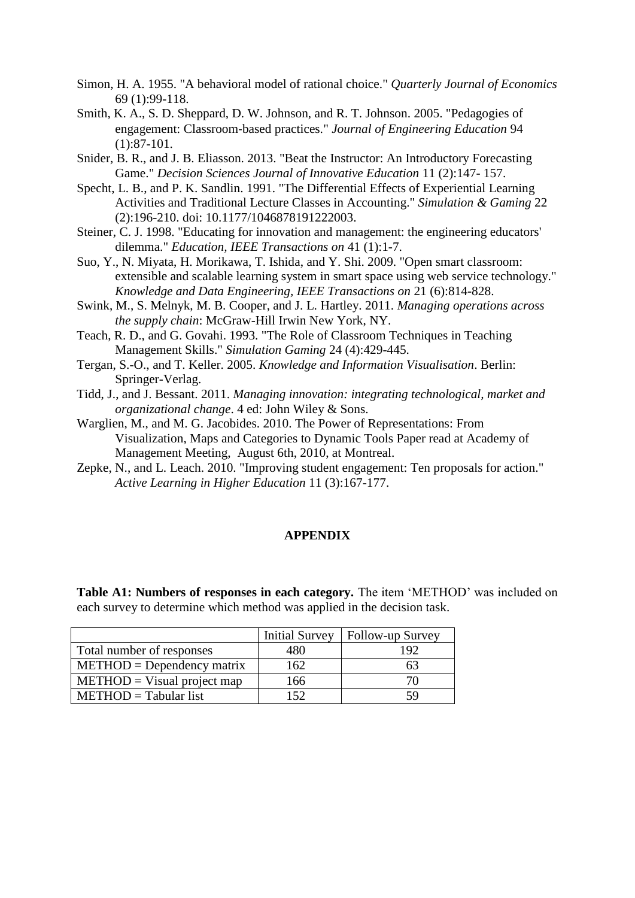Simon, H. A. 1955. "A behavioral model of rational choice." *Quarterly Journal of Economics* 69 (1):99-118.

Smith, K. A., S. D. Sheppard, D. W. Johnson, and R. T. Johnson. 2005. "Pedagogies of engagement: Classroom-based practices." *Journal of Engineering Education* 94 (1):87-101.

Snider, B. R., and J. B. Eliasson. 2013. "Beat the Instructor: An Introductory Forecasting Game." *Decision Sciences Journal of Innovative Education* 11 (2):147- 157.

Specht, L. B., and P. K. Sandlin. 1991. "The Differential Effects of Experiential Learning Activities and Traditional Lecture Classes in Accounting." *Simulation & Gaming* 22 (2):196-210. doi: 10.1177/1046878191222003.

Steiner, C. J. 1998. "Educating for innovation and management: the engineering educators' dilemma." *Education, IEEE Transactions on* 41 (1):1-7.

Suo, Y., N. Miyata, H. Morikawa, T. Ishida, and Y. Shi. 2009. "Open smart classroom: extensible and scalable learning system in smart space using web service technology." *Knowledge and Data Engineering, IEEE Transactions on* 21 (6):814-828.

Swink, M., S. Melnyk, M. B. Cooper, and J. L. Hartley. 2011. *Managing operations across the supply chain*: McGraw-Hill Irwin New York, NY.

Teach, R. D., and G. Govahi. 1993. "The Role of Classroom Techniques in Teaching Management Skills." *Simulation Gaming* 24 (4):429-445.

Tergan, S.-O., and T. Keller. 2005. *Knowledge and Information Visualisation*. Berlin: Springer-Verlag.

Tidd, J., and J. Bessant. 2011. *Managing innovation: integrating technological, market and organizational change*. 4 ed: John Wiley & Sons.

Warglien, M., and M. G. Jacobides. 2010. The Power of Representations: From Visualization, Maps and Categories to Dynamic Tools Paper read at Academy of Management Meeting, August 6th, 2010, at Montreal.

Zepke, N., and L. Leach. 2010. "Improving student engagement: Ten proposals for action." *Active Learning in Higher Education* 11 (3):167-177.

## APPENDIX

**Table A1: Numbers of responses in each category.** The item 'METHOD' was included on each survey to determine which method was applied in the decision task.

| | Initial Survey | Follow-up Survey |
|---|---|---|
| Total number of responses | 480 | 192 |
| METHOD = Dependency matrix | 162 | 63 |
| METHOD = Visual project map | 166 | 70 |
| METHOD = Tabular list | 152 | 59 |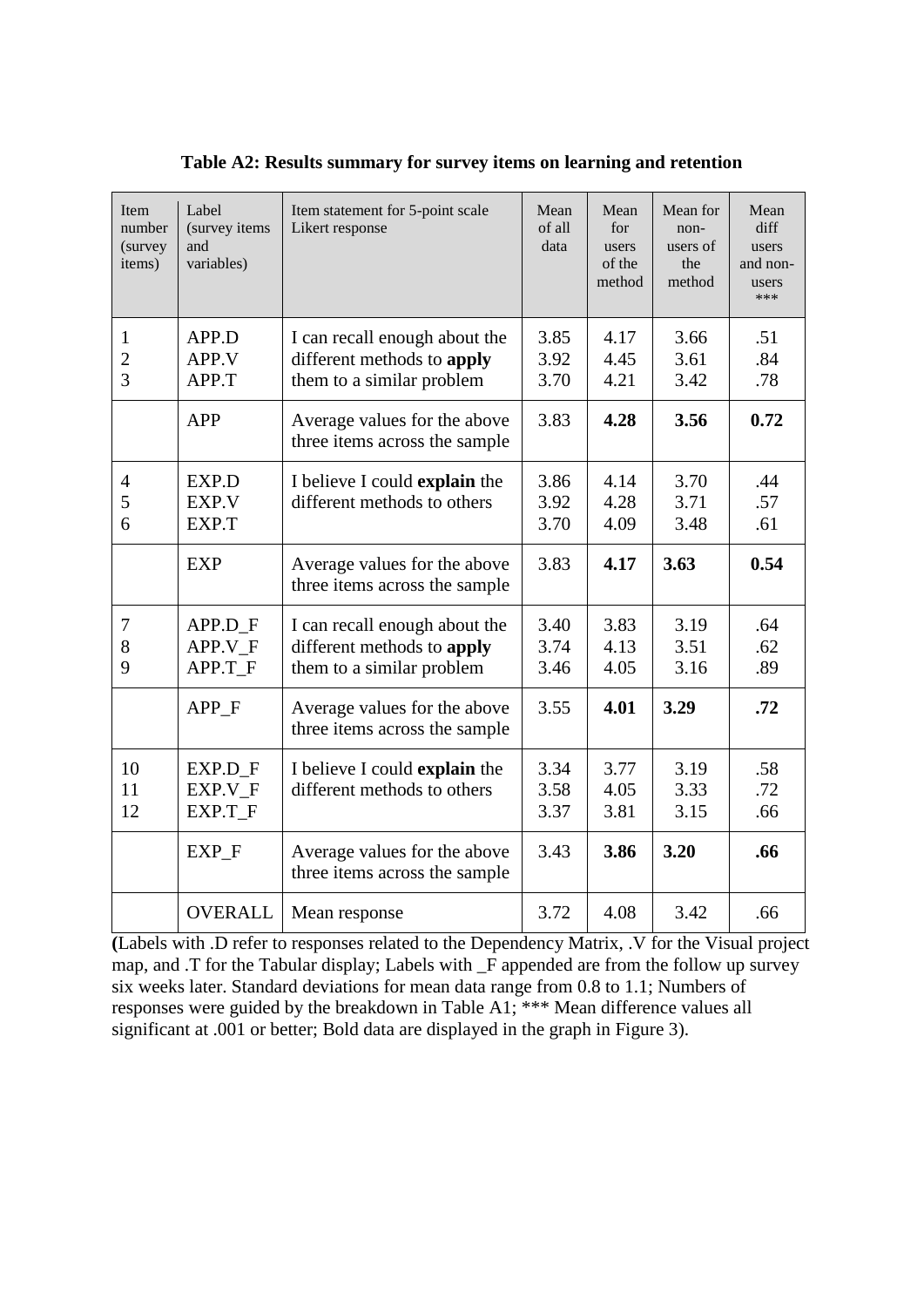**Table A2: Results summary for survey items on learning and retention**

| Item number (survey items) | Label (survey items and variables) | Item statement for 5-point scale Likert response | Mean of all data | Mean for users of the method | Mean for non-users of the method | Mean diff users and non-users *** |
|---|---|---|---|---|---|---|
| 1<br>2<br>3 | APP.D<br>APP.V<br>APP.T | I can recall enough about the different methods to **apply** them to a similar problem | 3.85<br>3.92<br>3.70 | 4.17<br>4.45<br>4.21 | 3.66<br>3.61<br>3.42 | .51<br>.84<br>.78 |
| | APP | Average values for the above three items across the sample | 3.83 | **4.28** | **3.56** | **0.72** |
| 4<br>5<br>6 | EXP.D<br>EXP.V<br>EXP.T | I believe I could **explain** the different methods to others | 3.86<br>3.92<br>3.70 | 4.14<br>4.28<br>4.09 | 3.70<br>3.71<br>3.48 | .44<br>.57<br>.61 |
| | EXP | Average values for the above three items across the sample | 3.83 | **4.17** | **3.63** | **0.54** |
| 7<br>8<br>9 | APP.D_F<br>APP.V_F<br>APP.T_F | I can recall enough about the different methods to **apply** them to a similar problem | 3.40<br>3.74<br>3.46 | 3.83<br>4.13<br>4.05 | 3.19<br>3.51<br>3.16 | .64<br>.62<br>.89 |
| | APP_F | Average values for the above three items across the sample | 3.55 | **4.01** | **3.29** | **.72** |
| 10<br>11<br>12 | EXP.D_F<br>EXP.V_F<br>EXP.T_F | I believe I could **explain** the different methods to others | 3.34<br>3.58<br>3.37 | 3.77<br>4.05<br>3.81 | 3.19<br>3.33<br>3.15 | .58<br>.72<br>.66 |
| | EXP_F | Average values for the above three items across the sample | 3.43 | **3.86** | **3.20** | **.66** |
| | OVERALL | Mean response | 3.72 | 4.08 | 3.42 | .66 |

(Labels with .D refer to responses related to the Dependency Matrix, .V for the Visual project map, and .T for the Tabular display; Labels with _F appended are from the follow up survey six weeks later. Standard deviations for mean data range from 0.8 to 1.1; Numbers of responses were guided by the breakdown in Table A1; *** Mean difference values all significant at .001 or better; Bold data are displayed in the graph in Figure 3).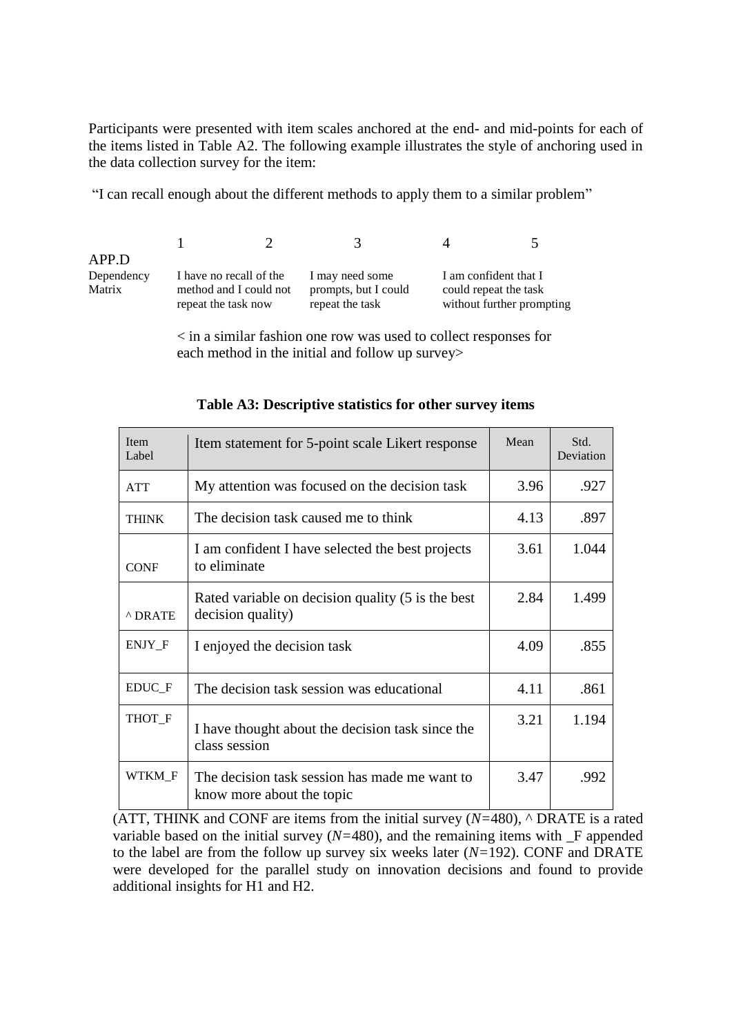Participants were presented with item scales anchored at the end- and mid-points for each of the items listed in Table A2. The following example illustrates the style of anchoring used in the data collection survey for the item:

"I can recall enough about the different methods to apply them to a similar problem"

| | 1 | 2 | 3 | 4 | 5 |
|---|---|---|---|---|---|
| APP.D Dependency Matrix | I have no recall of the method and I could not repeat the task now | | I may need some prompts, but I could repeat the task | | I am confident that I could repeat the task without further prompting |

< in a similar fashion one row was used to collect responses for each method in the initial and follow up survey>

**Table A3: Descriptive statistics for other survey items**

| Item Label | Item statement for 5-point scale Likert response | Mean | Std. Deviation |
|---|---|---|---|
| ATT | My attention was focused on the decision task | 3.96 | .927 |
| THINK | The decision task caused me to think | 4.13 | .897 |
| CONF | I am confident I have selected the best projects to eliminate | 3.61 | 1.044 |
| ^ DRATE | Rated variable on decision quality (5 is the best decision quality) | 2.84 | 1.499 |
| ENJY_F | I enjoyed the decision task | 4.09 | .855 |
| EDUC_F | The decision task session was educational | 4.11 | .861 |
| THOT_F | I have thought about the decision task since the class session | 3.21 | 1.194 |
| WTKM_F | The decision task session has made me want to know more about the topic | 3.47 | .992 |

(ATT, THINK and CONF are items from the initial survey ($N$=480), ^ DRATE is a rated variable based on the initial survey ($N$=480), and the remaining items with _F appended to the label are from the follow up survey six weeks later ($N$=192). CONF and DRATE were developed for the parallel study on innovation decisions and found to provide additional insights for H1 and H2.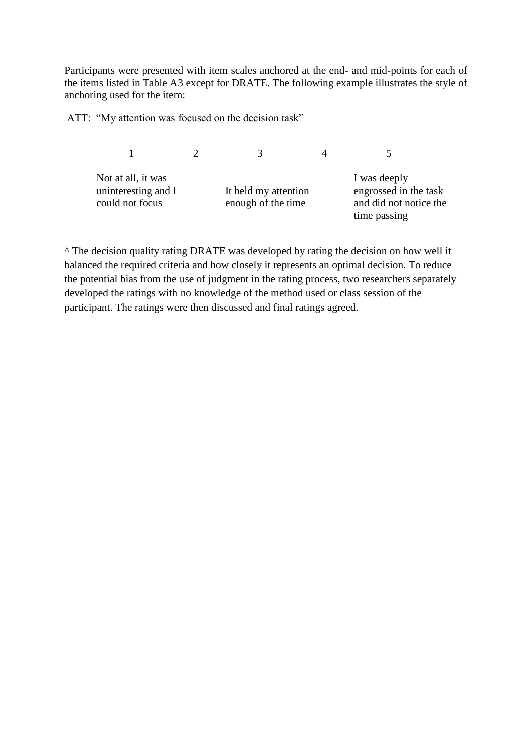Participants were presented with item scales anchored at the end- and mid-points for each of the items listed in Table A3 except for DRATE. The following example illustrates the style of anchoring used for the item:

ATT: "My attention was focused on the decision task"

| 1 | 2 | 3 | 4 | 5 |
|---|---|---|---|---|
| Not at all, it was uninteresting and I could not focus | | It held my attention enough of the time | | I was deeply engrossed in the task and did not notice the time passing |

^ The decision quality rating DRATE was developed by rating the decision on how well it balanced the required criteria and how closely it represents an optimal decision. To reduce the potential bias from the use of judgment in the rating process, two researchers separately developed the ratings with no knowledge of the method used or class session of the participant. The ratings were then discussed and final ratings agreed.